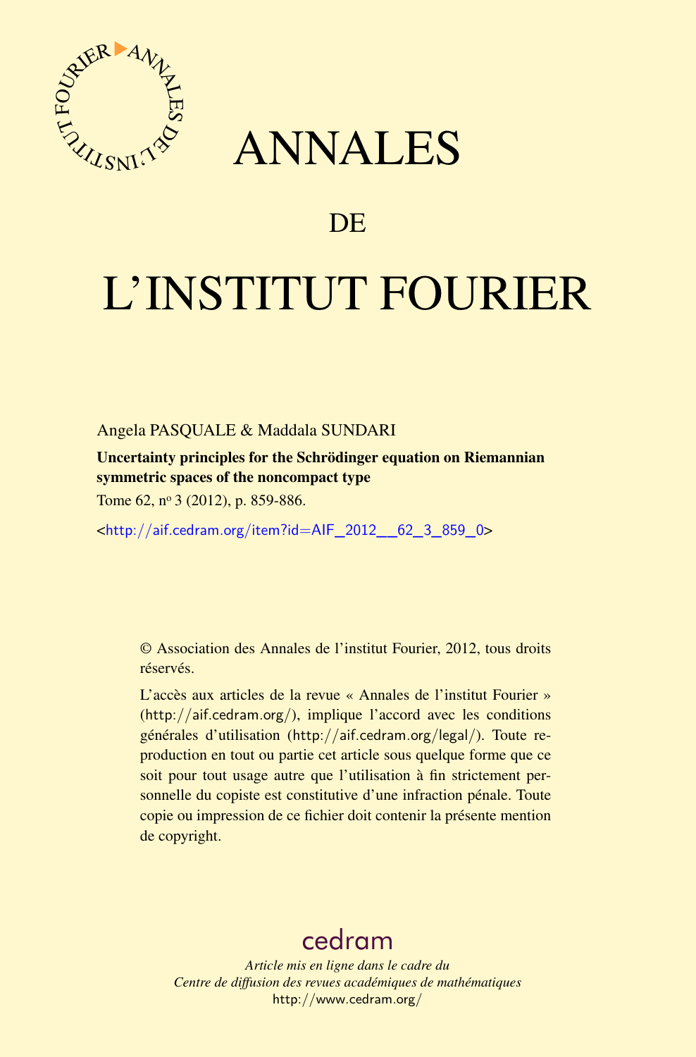# ANNALES

## DE

# L'INSTITUT FOURIER

Angela PASQUALE & Maddala SUNDARI

**Uncertainty principles for the Schrödinger equation on Riemannian symmetric spaces of the noncompact type**

Tome 62, n° 3 (2012), p. 859-886.

<http://aif.cedram.org/item?id=AIF_2012__62_3_859_0>

© Association des Annales de l'institut Fourier, 2012, tous droits réservés.

L'accès aux articles de la revue « Annales de l'institut Fourier » (http://aif.cedram.org/), implique l'accord avec les conditions générales d'utilisation (http://aif.cedram.org/legal/). Toute reproduction en tout ou partie cet article sous quelque forme que ce soit pour tout usage autre que l'utilisation à fin strictement personnelle du copiste est constitutive d'une infraction pénale. Toute copie ou impression de ce fichier doit contenir la présente mention de copyright.

cedram

*Article mis en ligne dans le cadre du*
*Centre de diffusion des revues académiques de mathématiques*
http://www.cedram.org/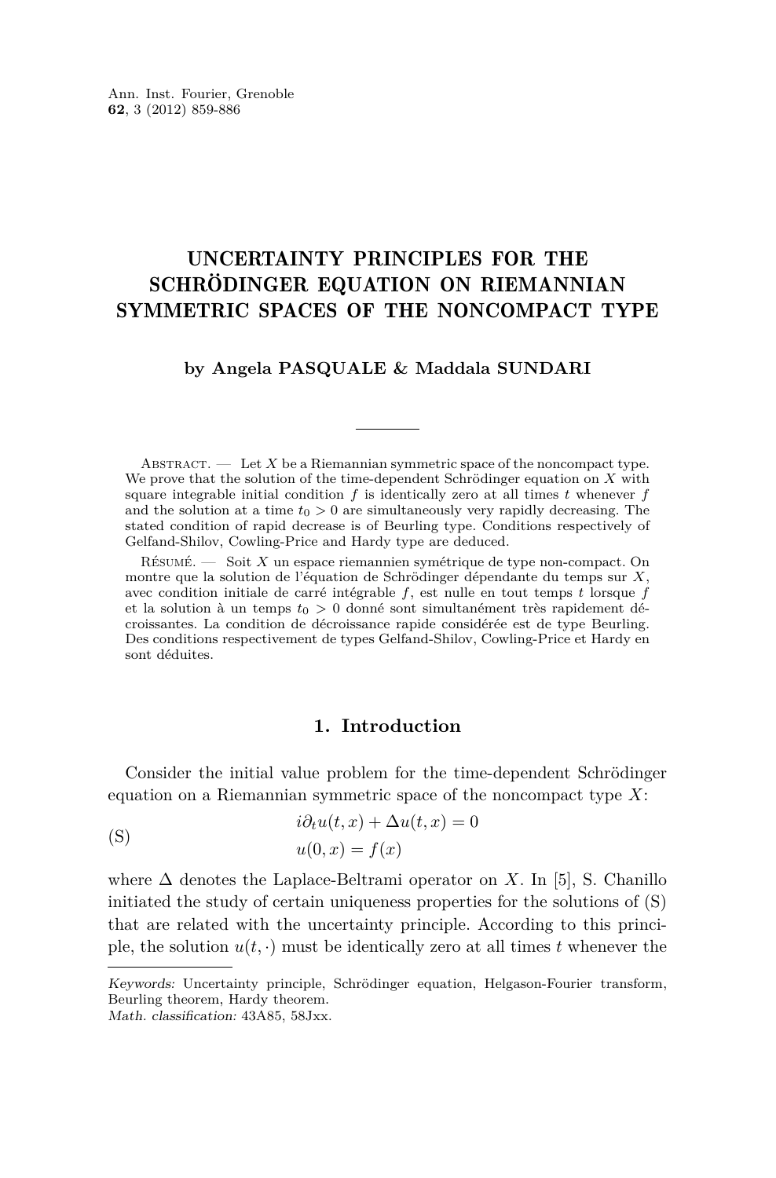# UNCERTAINTY PRINCIPLES FOR THE SCHRÖDINGER EQUATION ON RIEMANNIAN SYMMETRIC SPACES OF THE NONCOMPACT TYPE

**by Angela PASQUALE & Maddala SUNDARI**

Abstract. — Let $X$ be a Riemannian symmetric space of the noncompact type. We prove that the solution of the time-dependent Schrödinger equation on $X$ with square integrable initial condition $f$ is identically zero at all times $t$ whenever $f$ and the solution at a time $t_0 > 0$ are simultaneously very rapidly decreasing. The stated condition of rapid decrease is of Beurling type. Conditions respectively of Gelfand-Shilov, Cowling-Price and Hardy type are deduced.

Résumé. — Soit $X$ un espace riemannien symétrique de type non-compact. On montre que la solution de l'équation de Schrödinger dépendante du temps sur $X$, avec condition initiale de carré intégrable $f$, est nulle en tout temps $t$ lorsque $f$ et la solution à un temps $t_0 > 0$ donné sont simultanément très rapidement décroissantes. La condition de décroissance rapide considérée est de type Beurling. Des conditions respectivement de types Gelfand-Shilov, Cowling-Price et Hardy en sont déduites.

## 1. Introduction

Consider the initial value problem for the time-dependent Schrödinger equation on a Riemannian symmetric space of the noncompact type $X$:

$$
\text{(S)} \qquad \begin{aligned} i\partial_t u(t,x) + \Delta u(t,x) &= 0 \\ u(0,x) &= f(x) \end{aligned}
$$

where $\Delta$ denotes the Laplace-Beltrami operator on $X$. In [5], S. Chanillo initiated the study of certain uniqueness properties for the solutions of (S) that are related with the uncertainty principle. According to this principle, the solution $u(t,\cdot)$ must be identically zero at all times $t$ whenever the

*Keywords:* Uncertainty principle, Schrödinger equation, Helgason-Fourier transform, Beurling theorem, Hardy theorem.
*Math. classification:* 43A85, 58Jxx.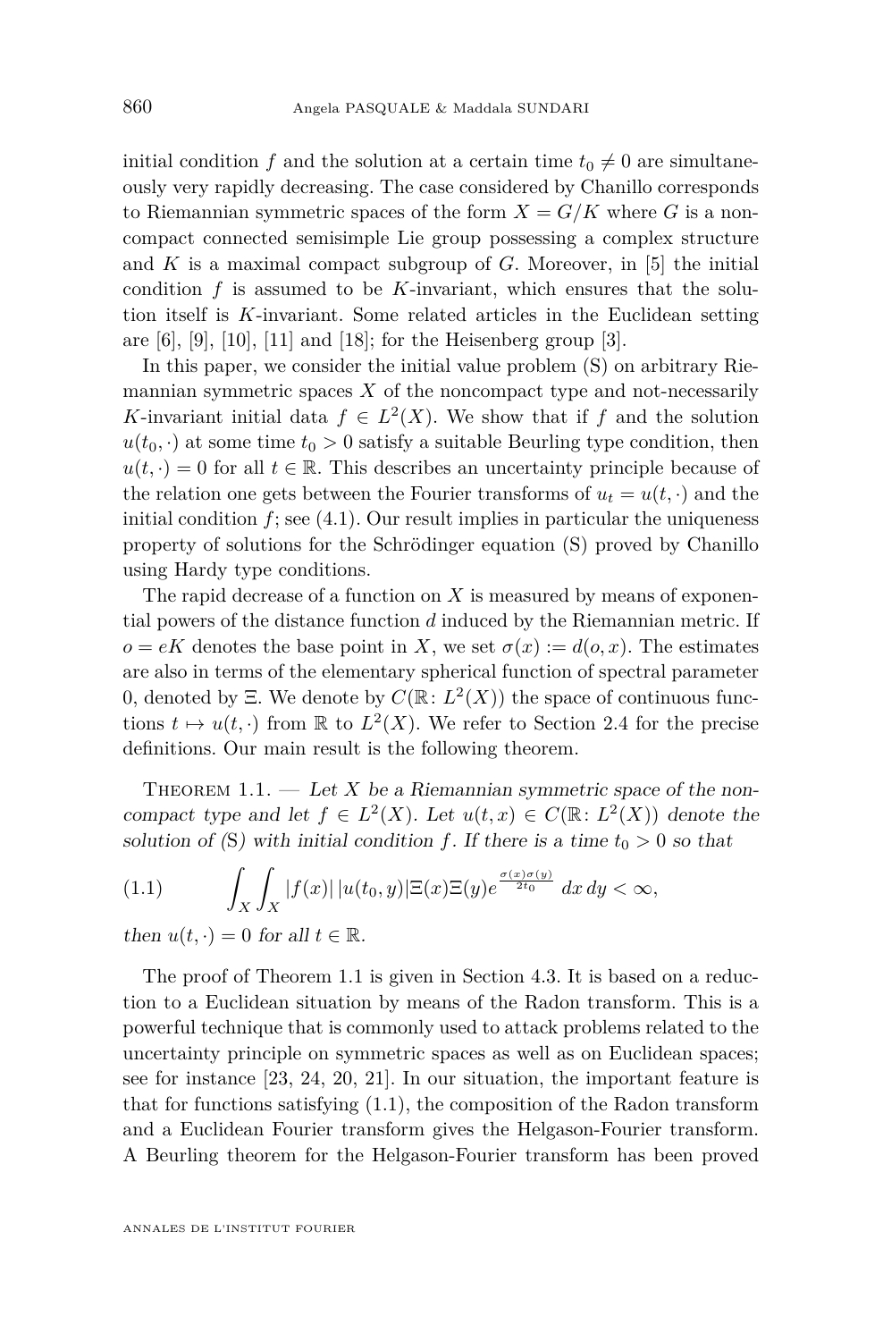initial condition $f$ and the solution at a certain time $t_0 \neq 0$ are simultaneously very rapidly decreasing. The case considered by Chanillo corresponds to Riemannian symmetric spaces of the form $X = G/K$ where $G$ is a noncompact connected semisimple Lie group possessing a complex structure and $K$ is a maximal compact subgroup of $G$. Moreover, in [5] the initial condition $f$ is assumed to be $K$-invariant, which ensures that the solution itself is $K$-invariant. Some related articles in the Euclidean setting are [6], [9], [10], [11] and [18]; for the Heisenberg group [3].

In this paper, we consider the initial value problem (S) on arbitrary Riemannian symmetric spaces $X$ of the noncompact type and not-necessarily $K$-invariant initial data $f \in L^2(X)$. We show that if $f$ and the solution $u(t_0, \cdot)$ at some time $t_0 > 0$ satisfy a suitable Beurling type condition, then $u(t, \cdot) = 0$ for all $t \in \mathbb{R}$. This describes an uncertainty principle because of the relation one gets between the Fourier transforms of $u_t = u(t, \cdot)$ and the initial condition $f$; see (4.1). Our result implies in particular the uniqueness property of solutions for the Schrödinger equation (S) proved by Chanillo using Hardy type conditions.

The rapid decrease of a function on $X$ is measured by means of exponential powers of the distance function $d$ induced by the Riemannian metric. If $o = eK$ denotes the base point in $X$, we set $\sigma(x) := d(o, x)$. The estimates are also in terms of the elementary spherical function of spectral parameter 0, denoted by $\Xi$. We denote by $C(\mathbb{R} \colon L^2(X))$ the space of continuous functions $t \mapsto u(t, \cdot)$ from $\mathbb{R}$ to $L^2(X)$. We refer to Section 2.4 for the precise definitions. Our main result is the following theorem.

Theorem 1.1. — *Let $X$ be a Riemannian symmetric space of the noncompact type and let $f \in L^2(X)$. Let $u(t,x) \in C(\mathbb{R} \colon L^2(X))$ denote the solution of (S) with initial condition $f$. If there is a time $t_0 > 0$ so that*

$$\int_X \int_X |f(x)|\, |u(t_0, y)| \Xi(x) \Xi(y) e^{\frac{\sigma(x)\sigma(y)}{2t_0}} \, dx \, dy < \infty, \tag{1.1}$$

*then $u(t, \cdot) = 0$ for all $t \in \mathbb{R}$.*

The proof of Theorem 1.1 is given in Section 4.3. It is based on a reduction to a Euclidean situation by means of the Radon transform. This is a powerful technique that is commonly used to attack problems related to the uncertainty principle on symmetric spaces as well as on Euclidean spaces; see for instance [23, 24, 20, 21]. In our situation, the important feature is that for functions satisfying (1.1), the composition of the Radon transform and a Euclidean Fourier transform gives the Helgason-Fourier transform. A Beurling theorem for the Helgason-Fourier transform has been proved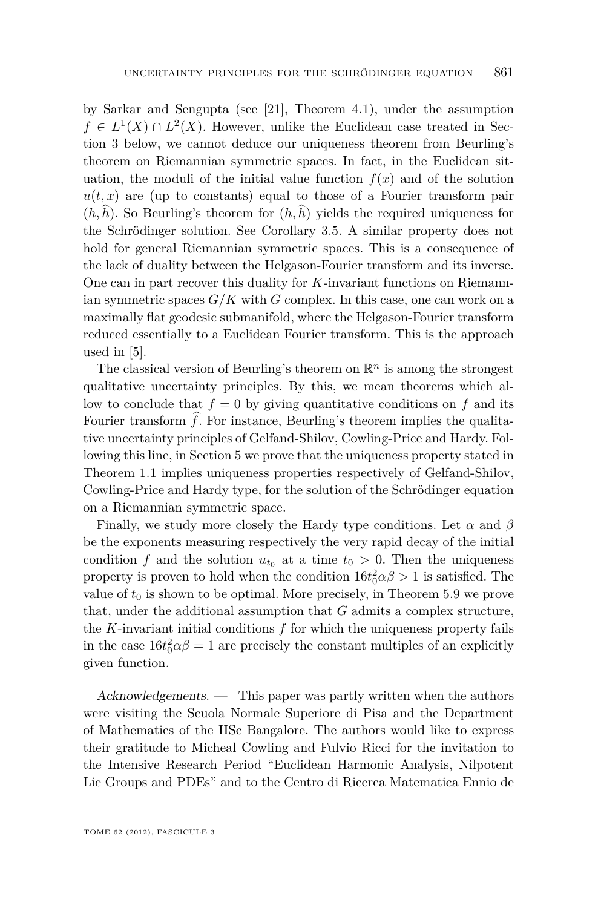by Sarkar and Sengupta (see [21], Theorem 4.1), under the assumption $f \in L^1(X) \cap L^2(X)$. However, unlike the Euclidean case treated in Section 3 below, we cannot deduce our uniqueness theorem from Beurling's theorem on Riemannian symmetric spaces. In fact, in the Euclidean situation, the moduli of the initial value function $f(x)$ and of the solution $u(t,x)$ are (up to constants) equal to those of a Fourier transform pair $(h, \widehat{h})$. So Beurling's theorem for $(h, \widehat{h})$ yields the required uniqueness for the Schrödinger solution. See Corollary 3.5. A similar property does not hold for general Riemannian symmetric spaces. This is a consequence of the lack of duality between the Helgason-Fourier transform and its inverse. One can in part recover this duality for $K$-invariant functions on Riemannian symmetric spaces $G/K$ with $G$ complex. In this case, one can work on a maximally flat geodesic submanifold, where the Helgason-Fourier transform reduced essentially to a Euclidean Fourier transform. This is the approach used in [5].

The classical version of Beurling's theorem on $\mathbb{R}^n$ is among the strongest qualitative uncertainty principles. By this, we mean theorems which allow to conclude that $f = 0$ by giving quantitative conditions on $f$ and its Fourier transform $\widehat{f}$. For instance, Beurling's theorem implies the qualitative uncertainty principles of Gelfand-Shilov, Cowling-Price and Hardy. Following this line, in Section 5 we prove that the uniqueness property stated in Theorem 1.1 implies uniqueness properties respectively of Gelfand-Shilov, Cowling-Price and Hardy type, for the solution of the Schrödinger equation on a Riemannian symmetric space.

Finally, we study more closely the Hardy type conditions. Let $\alpha$ and $\beta$ be the exponents measuring respectively the very rapid decay of the initial condition $f$ and the solution $u_{t_0}$ at a time $t_0 > 0$. Then the uniqueness property is proven to hold when the condition $16t_0^2\alpha\beta > 1$ is satisfied. The value of $t_0$ is shown to be optimal. More precisely, in Theorem 5.9 we prove that, under the additional assumption that $G$ admits a complex structure, the $K$-invariant initial conditions $f$ for which the uniqueness property fails in the case $16t_0^2\alpha\beta = 1$ are precisely the constant multiples of an explicitly given function.

*Acknowledgements.* — This paper was partly written when the authors were visiting the Scuola Normale Superiore di Pisa and the Department of Mathematics of the IISc Bangalore. The authors would like to express their gratitude to Micheal Cowling and Fulvio Ricci for the invitation to the Intensive Research Period "Euclidean Harmonic Analysis, Nilpotent Lie Groups and PDEs" and to the Centro di Ricerca Matematica Ennio de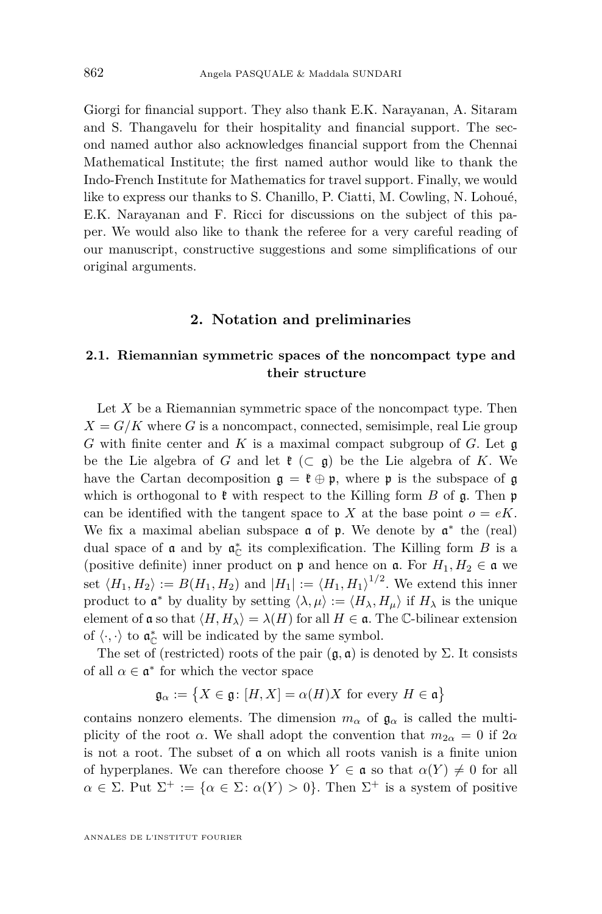Giorgi for financial support. They also thank E.K. Narayanan, A. Sitaram and S. Thangavelu for their hospitality and financial support. The second named author also acknowledges financial support from the Chennai Mathematical Institute; the first named author would like to thank the Indo-French Institute for Mathematics for travel support. Finally, we would like to express our thanks to S. Chanillo, P. Ciatti, M. Cowling, N. Lohoué, E.K. Narayanan and F. Ricci for discussions on the subject of this paper. We would also like to thank the referee for a very careful reading of our manuscript, constructive suggestions and some simplifications of our original arguments.

## 2. Notation and preliminaries

### 2.1. Riemannian symmetric spaces of the noncompact type and their structure

Let $X$ be a Riemannian symmetric space of the noncompact type. Then $X = G/K$ where $G$ is a noncompact, connected, semisimple, real Lie group $G$ with finite center and $K$ is a maximal compact subgroup of $G$. Let $\mathfrak{g}$ be the Lie algebra of $G$ and let $\mathfrak{k}$ ($\subset \mathfrak{g}$) be the Lie algebra of $K$. We have the Cartan decomposition $\mathfrak{g} = \mathfrak{k} \oplus \mathfrak{p}$, where $\mathfrak{p}$ is the subspace of $\mathfrak{g}$ which is orthogonal to $\mathfrak{k}$ with respect to the Killing form $B$ of $\mathfrak{g}$. Then $\mathfrak{p}$ can be identified with the tangent space to $X$ at the base point $o = eK$. We fix a maximal abelian subspace $\mathfrak{a}$ of $\mathfrak{p}$. We denote by $\mathfrak{a}^*$ the (real) dual space of $\mathfrak{a}$ and by $\mathfrak{a}^*_{\mathbb{C}}$ its complexification. The Killing form $B$ is a (positive definite) inner product on $\mathfrak{p}$ and hence on $\mathfrak{a}$. For $H_1, H_2 \in \mathfrak{a}$ we set $\langle H_1, H_2\rangle := B(H_1, H_2)$ and $|H_1| := \langle H_1, H_1\rangle^{1/2}$. We extend this inner product to $\mathfrak{a}^*$ by duality by setting $\langle \lambda, \mu\rangle := \langle H_\lambda, H_\mu\rangle$ if $H_\lambda$ is the unique element of $\mathfrak{a}$ so that $\langle H, H_\lambda\rangle = \lambda(H)$ for all $H \in \mathfrak{a}$. The $\mathbb{C}$-bilinear extension of $\langle\cdot,\cdot\rangle$ to $\mathfrak{a}^*_{\mathbb{C}}$ will be indicated by the same symbol.

The set of (restricted) roots of the pair $(\mathfrak{g}, \mathfrak{a})$ is denoted by $\Sigma$. It consists of all $\alpha \in \mathfrak{a}^*$ for which the vector space

$$\mathfrak{g}_\alpha := \left\{X \in \mathfrak{g} \colon [H, X] = \alpha(H)X \text{ for every } H \in \mathfrak{a}\right\}$$

contains nonzero elements. The dimension $m_\alpha$ of $\mathfrak{g}_\alpha$ is called the multiplicity of the root $\alpha$. We shall adopt the convention that $m_{2\alpha} = 0$ if $2\alpha$ is not a root. The subset of $\mathfrak{a}$ on which all roots vanish is a finite union of hyperplanes. We can therefore choose $Y \in \mathfrak{a}$ so that $\alpha(Y) \neq 0$ for all $\alpha \in \Sigma$. Put $\Sigma^+ := \{\alpha \in \Sigma \colon \alpha(Y) > 0\}$. Then $\Sigma^+$ is a system of positive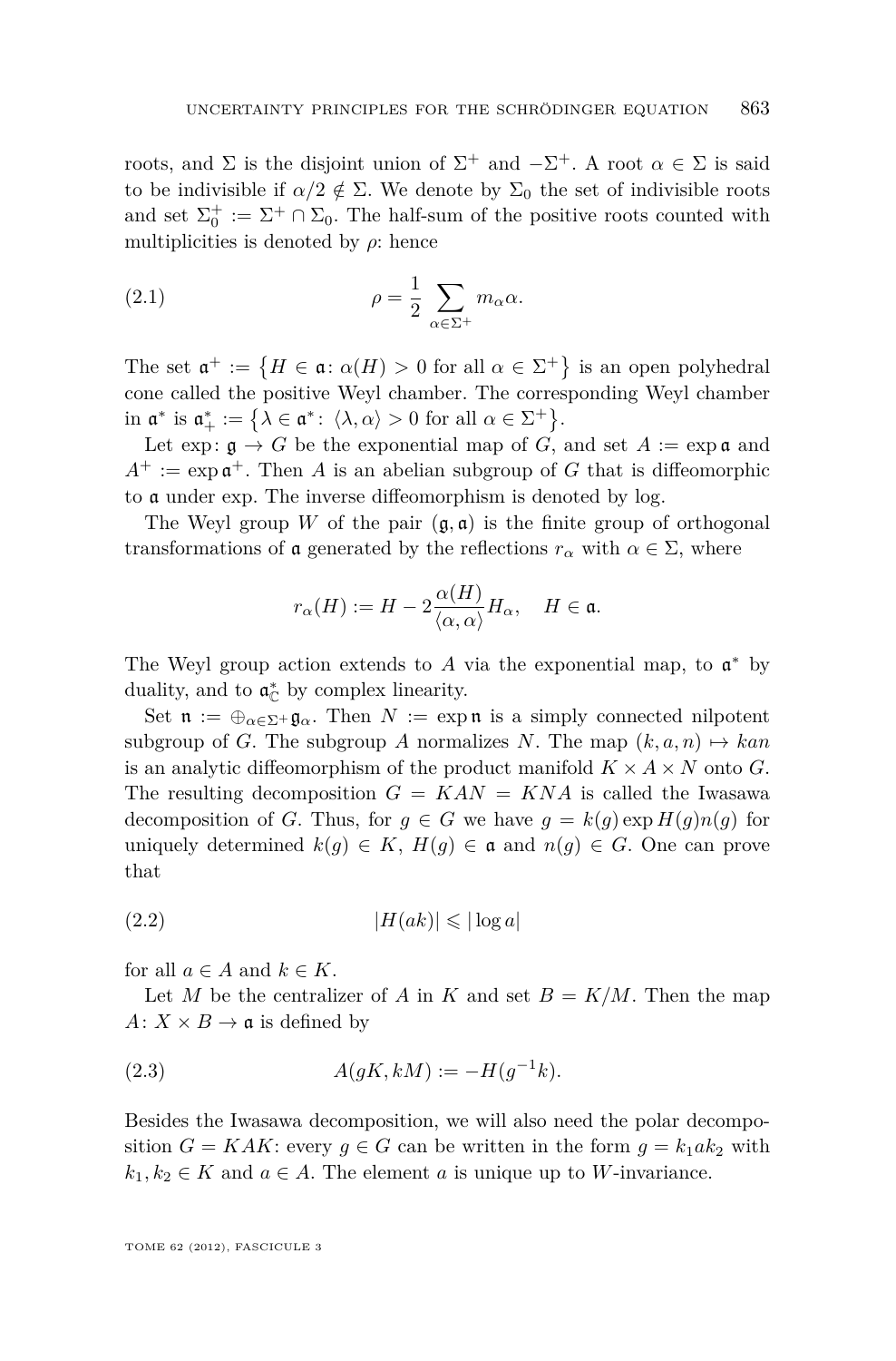roots, and $\Sigma$ is the disjoint union of $\Sigma^+$ and $-\Sigma^+$. A root $\alpha \in \Sigma$ is said to be indivisible if $\alpha/2 \notin \Sigma$. We denote by $\Sigma_0$ the set of indivisible roots and set $\Sigma_0^+ := \Sigma^+ \cap \Sigma_0$. The half-sum of the positive roots counted with multiplicities is denoted by $\rho$: hence

$$\rho = \frac{1}{2} \sum_{\alpha \in \Sigma^+} m_\alpha \alpha. \tag{2.1}$$

The set $\mathfrak{a}^+ := \{H \in \mathfrak{a} \colon \alpha(H) > 0 \text{ for all } \alpha \in \Sigma^+\}$ is an open polyhedral cone called the positive Weyl chamber. The corresponding Weyl chamber in $\mathfrak{a}^*$ is $\mathfrak{a}^*_+ := \{\lambda \in \mathfrak{a}^* \colon \langle \lambda, \alpha \rangle > 0 \text{ for all } \alpha \in \Sigma^+\}$.

Let $\exp\colon \mathfrak{g} \to G$ be the exponential map of $G$, and set $A := \exp \mathfrak{a}$ and $A^+ := \exp \mathfrak{a}^+$. Then $A$ is an abelian subgroup of $G$ that is diffeomorphic to $\mathfrak{a}$ under exp. The inverse diffeomorphism is denoted by log.

The Weyl group $W$ of the pair $(\mathfrak{g}, \mathfrak{a})$ is the finite group of orthogonal transformations of $\mathfrak{a}$ generated by the reflections $r_\alpha$ with $\alpha \in \Sigma$, where

$$r_\alpha(H) := H - 2\frac{\alpha(H)}{\langle \alpha, \alpha \rangle} H_\alpha, \quad H \in \mathfrak{a}.$$

The Weyl group action extends to $A$ via the exponential map, to $\mathfrak{a}^*$ by duality, and to $\mathfrak{a}^*_\mathbb{C}$ by complex linearity.

Set $\mathfrak{n} := \oplus_{\alpha \in \Sigma^+} \mathfrak{g}_\alpha$. Then $N := \exp \mathfrak{n}$ is a simply connected nilpotent subgroup of $G$. The subgroup $A$ normalizes $N$. The map $(k, a, n) \mapsto kan$ is an analytic diffeomorphism of the product manifold $K \times A \times N$ onto $G$. The resulting decomposition $G = KAN = KNA$ is called the Iwasawa decomposition of $G$. Thus, for $g \in G$ we have $g = k(g) \exp H(g) n(g)$ for uniquely determined $k(g) \in K$, $H(g) \in \mathfrak{a}$ and $n(g) \in G$. One can prove that

$$|H(ak)| \leqslant |\log a| \tag{2.2}$$

for all $a \in A$ and $k \in K$.

Let $M$ be the centralizer of $A$ in $K$ and set $B = K/M$. Then the map $A\colon X \times B \to \mathfrak{a}$ is defined by

$$A(gK, kM) := -H(g^{-1}k). \tag{2.3}$$

Besides the Iwasawa decomposition, we will also need the polar decomposition $G = KAK$: every $g \in G$ can be written in the form $g = k_1 a k_2$ with $k_1, k_2 \in K$ and $a \in A$. The element $a$ is unique up to $W$-invariance.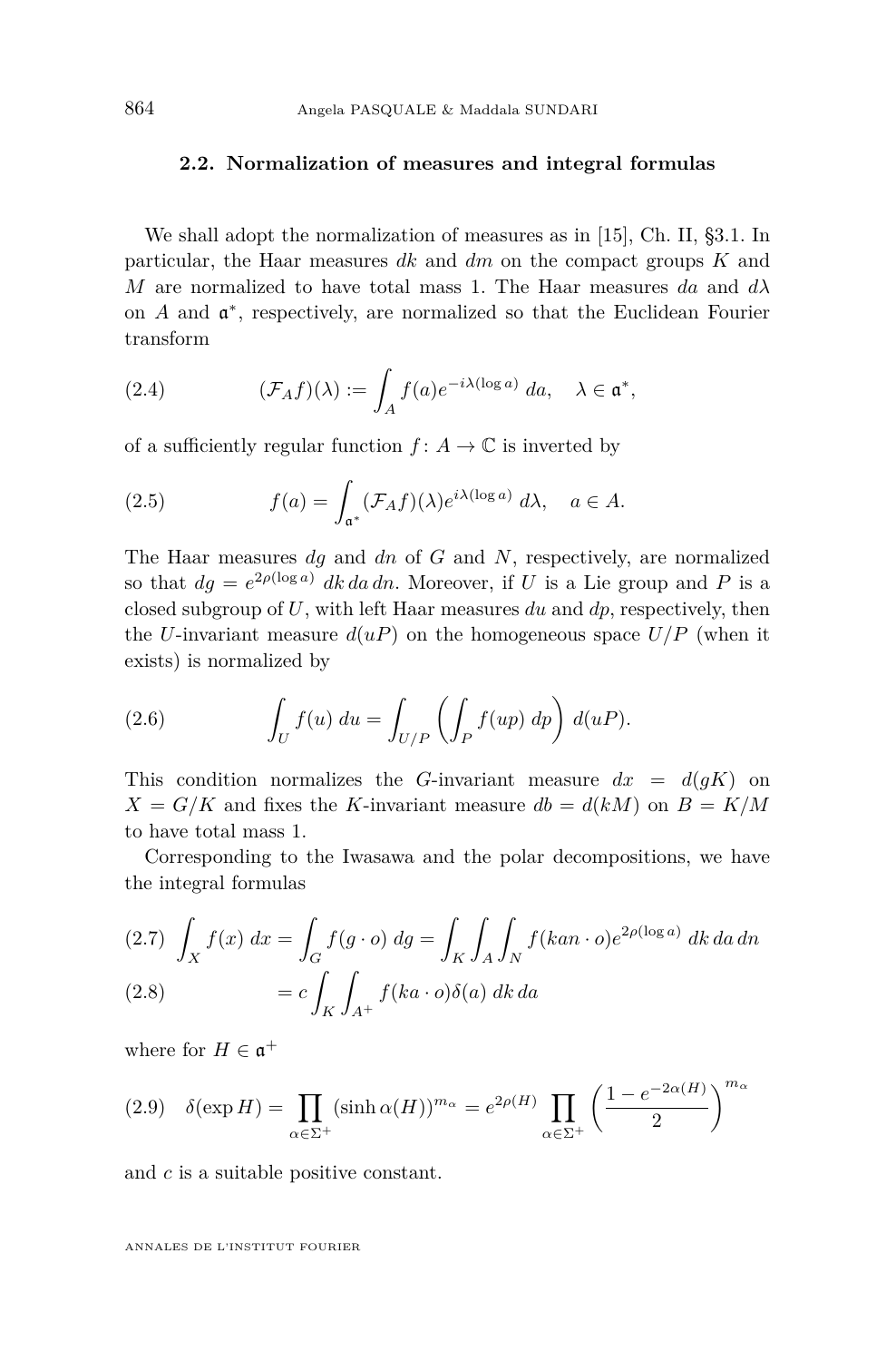### 2.2. Normalization of measures and integral formulas

We shall adopt the normalization of measures as in [15], Ch. II, §3.1. In particular, the Haar measures $dk$ and $dm$ on the compact groups $K$ and $M$ are normalized to have total mass 1. The Haar measures $da$ and $d\lambda$ on $A$ and $\mathfrak{a}^*$, respectively, are normalized so that the Euclidean Fourier transform

$$(\mathcal{F}_A f)(\lambda) := \int_A f(a) e^{-i\lambda(\log a)}\, da, \quad \lambda \in \mathfrak{a}^*, \tag{2.4}$$

of a sufficiently regular function $f\colon A \to \mathbb{C}$ is inverted by

$$f(a) = \int_{\mathfrak{a}^*} (\mathcal{F}_A f)(\lambda) e^{i\lambda(\log a)}\, d\lambda, \quad a \in A. \tag{2.5}$$

The Haar measures $dg$ and $dn$ of $G$ and $N$, respectively, are normalized so that $dg = e^{2\rho(\log a)}\, dk\, da\, dn$. Moreover, if $U$ is a Lie group and $P$ is a closed subgroup of $U$, with left Haar measures $du$ and $dp$, respectively, then the $U$-invariant measure $d(uP)$ on the homogeneous space $U/P$ (when it exists) is normalized by

$$\int_U f(u)\, du = \int_{U/P} \left( \int_P f(up)\, dp \right) d(uP). \tag{2.6}$$

This condition normalizes the $G$-invariant measure $dx = d(gK)$ on $X = G/K$ and fixes the $K$-invariant measure $db = d(kM)$ on $B = K/M$ to have total mass 1.

Corresponding to the Iwasawa and the polar decompositions, we have the integral formulas

$$\int_X f(x)\, dx = \int_G f(g\cdot o)\, dg = \int_K \int_A \int_N f(kan\cdot o) e^{2\rho(\log a)}\, dk\, da\, dn \tag{2.7}$$

$$= c \int_K \int_{A^+} f(ka\cdot o)\delta(a)\, dk\, da \tag{2.8}$$

where for $H \in \mathfrak{a}^+$

$$\delta(\exp H) = \prod_{\alpha\in\Sigma^+} (\sinh \alpha(H))^{m_\alpha} = e^{2\rho(H)} \prod_{\alpha\in\Sigma^+} \left( \frac{1 - e^{-2\alpha(H)}}{2} \right)^{m_\alpha} \tag{2.9}$$

and $c$ is a suitable positive constant.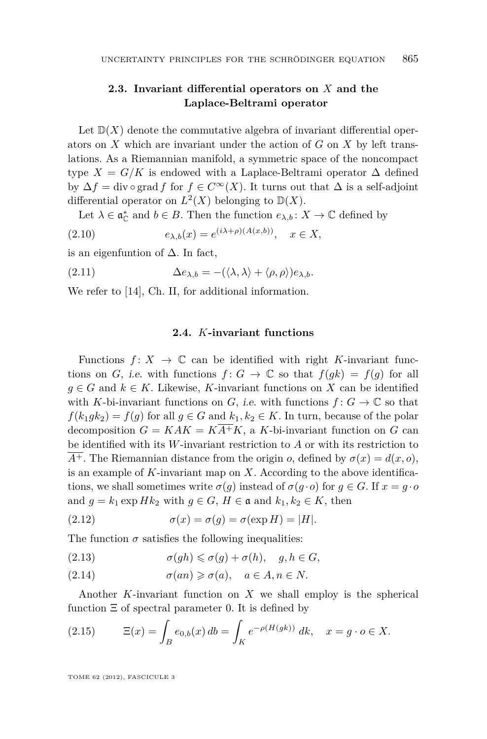### 2.3. Invariant differential operators on $X$ and the Laplace-Beltrami operator

Let $\mathbb{D}(X)$ denote the commutative algebra of invariant differential operators on $X$ which are invariant under the action of $G$ on $X$ by left translations. As a Riemannian manifold, a symmetric space of the noncompact type $X = G/K$ is endowed with a Laplace-Beltrami operator $\Delta$ defined by $\Delta f = \operatorname{div} \circ \operatorname{grad} f$ for $f \in C^\infty(X)$. It turns out that $\Delta$ is a self-adjoint differential operator on $L^2(X)$ belonging to $\mathbb{D}(X)$.

Let $\lambda \in \mathfrak{a}^*_{\mathbb{C}}$ and $b \in B$. Then the function $e_{\lambda,b} \colon X \to \mathbb{C}$ defined by

$$e_{\lambda,b}(x) = e^{(i\lambda+\rho)(A(x,b))}, \quad x \in X, \tag{2.10}$$

is an eigenfuntion of $\Delta$. In fact,

$$\Delta e_{\lambda,b} = -(\langle \lambda, \lambda \rangle + \langle \rho, \rho \rangle) e_{\lambda,b}. \tag{2.11}$$

We refer to [14], Ch. II, for additional information.

### 2.4. $K$-invariant functions

Functions $f \colon X \to \mathbb{C}$ can be identified with right $K$-invariant functions on $G$, *i.e.* with functions $f \colon G \to \mathbb{C}$ so that $f(gk) = f(g)$ for all $g \in G$ and $k \in K$. Likewise, $K$-invariant functions on $X$ can be identified with $K$-bi-invariant functions on $G$, *i.e.* with functions $f \colon G \to \mathbb{C}$ so that $f(k_1 g k_2) = f(g)$ for all $g \in G$ and $k_1, k_2 \in K$. In turn, because of the polar decomposition $G = KAK = K\overline{A^+}K$, a $K$-bi-invariant function on $G$ can be identified with its $W$-invariant restriction to $A$ or with its restriction to $\overline{A^+}$. The Riemannian distance from the origin $o$, defined by $\sigma(x) = d(x, o)$, is an example of $K$-invariant map on $X$. According to the above identifications, we shall sometimes write $\sigma(g)$ instead of $\sigma(g \cdot o)$ for $g \in G$. If $x = g \cdot o$ and $g = k_1 \exp H k_2$ with $g \in G$, $H \in \mathfrak{a}$ and $k_1, k_2 \in K$, then

$$\sigma(x) = \sigma(g) = \sigma(\exp H) = |H|. \tag{2.12}$$

The function $\sigma$ satisfies the following inequalities:

$$\sigma(gh) \leqslant \sigma(g) + \sigma(h), \quad g, h \in G, \tag{2.13}$$

$$\sigma(an) \geqslant \sigma(a), \quad a \in A, n \in N. \tag{2.14}$$

Another $K$-invariant function on $X$ we shall employ is the spherical function $\Xi$ of spectral parameter 0. It is defined by

$$\Xi(x) = \int_B e_{0,b}(x)\, db = \int_K e^{-\rho(H(gk))}\, dk, \quad x = g \cdot o \in X. \tag{2.15}$$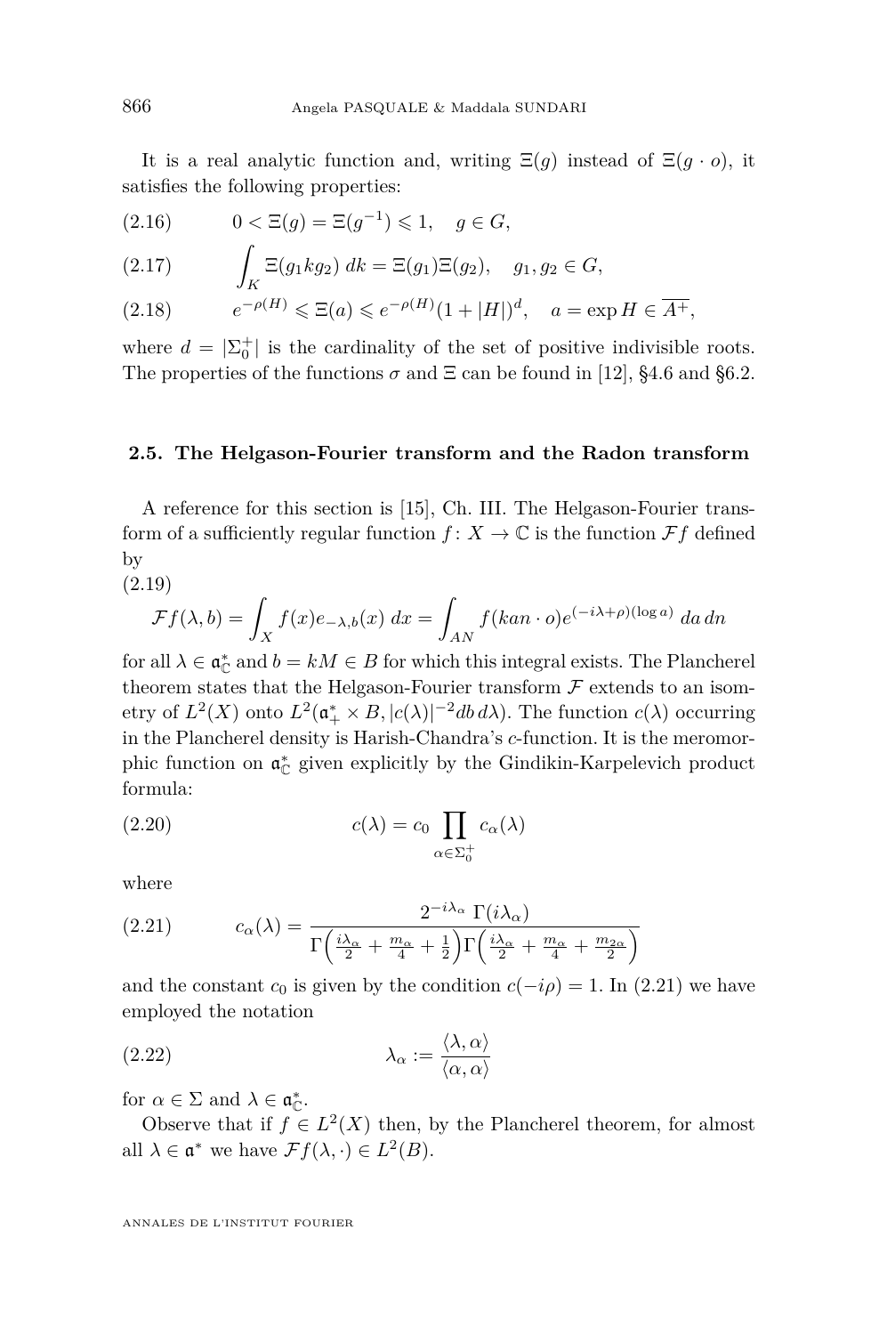It is a real analytic function and, writing $\Xi(g)$ instead of $\Xi(g \cdot o)$, it satisfies the following properties:

$$0 < \Xi(g) = \Xi(g^{-1}) \leqslant 1, \quad g \in G, \tag{2.16}$$

$$\int_K \Xi(g_1 k g_2)\, dk = \Xi(g_1)\Xi(g_2), \quad g_1, g_2 \in G, \tag{2.17}$$

$$e^{-\rho(H)} \leqslant \Xi(a) \leqslant e^{-\rho(H)}(1+|H|)^d, \quad a = \exp H \in \overline{A^+}, \tag{2.18}$$

where $d = |\Sigma_0^+|$ is the cardinality of the set of positive indivisible roots. The properties of the functions $\sigma$ and $\Xi$ can be found in [12], §4.6 and §6.2.

### 2.5. The Helgason-Fourier transform and the Radon transform

A reference for this section is [15], Ch. III. The Helgason-Fourier transform of a sufficiently regular function $f \colon X \to \mathbb{C}$ is the function $\mathcal{F}f$ defined by

$$\mathcal{F}f(\lambda, b) = \int_X f(x) e_{-\lambda,b}(x)\, dx = \int_{AN} f(kan \cdot o) e^{(-i\lambda+\rho)(\log a)}\, da\, dn \tag{2.19}$$

for all $\lambda \in \mathfrak{a}^*_{\mathbb{C}}$ and $b = kM \in B$ for which this integral exists. The Plancherel theorem states that the Helgason-Fourier transform $\mathcal{F}$ extends to an isometry of $L^2(X)$ onto $L^2(\mathfrak{a}^*_+ \times B, |c(\lambda)|^{-2} db\, d\lambda)$. The function $c(\lambda)$ occurring in the Plancherel density is Harish-Chandra's $c$-function. It is the meromorphic function on $\mathfrak{a}^*_{\mathbb{C}}$ given explicitly by the Gindikin-Karpelevich product formula:

$$c(\lambda) = c_0 \prod_{\alpha \in \Sigma_0^+} c_\alpha(\lambda) \tag{2.20}$$

where

$$c_\alpha(\lambda) = \frac{2^{-i\lambda_\alpha}\, \Gamma(i\lambda_\alpha)}{\Gamma\Big(\frac{i\lambda_\alpha}{2} + \frac{m_\alpha}{4} + \frac{1}{2}\Big)\Gamma\Big(\frac{i\lambda_\alpha}{2} + \frac{m_\alpha}{4} + \frac{m_{2\alpha}}{2}\Big)} \tag{2.21}$$

and the constant $c_0$ is given by the condition $c(-i\rho) = 1$. In (2.21) we have employed the notation

$$\lambda_\alpha := \frac{\langle \lambda, \alpha \rangle}{\langle \alpha, \alpha \rangle} \tag{2.22}$$

for $\alpha \in \Sigma$ and $\lambda \in \mathfrak{a}^*_{\mathbb{C}}$.

Observe that if $f \in L^2(X)$ then, by the Plancherel theorem, for almost all $\lambda \in \mathfrak{a}^*$ we have $\mathcal{F}f(\lambda, \cdot) \in L^2(B)$.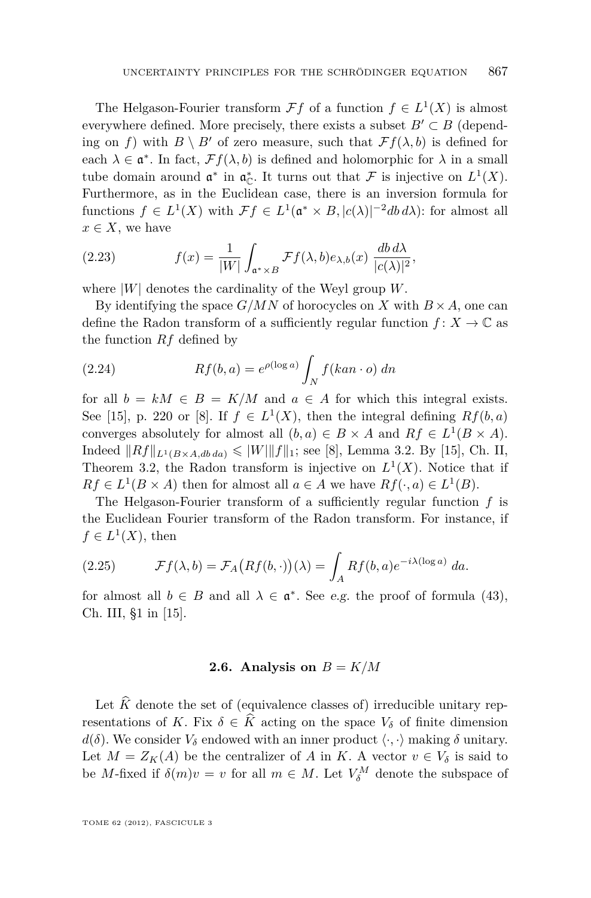The Helgason-Fourier transform $\mathcal{F}f$ of a function $f \in L^1(X)$ is almost everywhere defined. More precisely, there exists a subset $B' \subset B$ (depending on $f$) with $B \setminus B'$ of zero measure, such that $\mathcal{F}f(\lambda, b)$ is defined for each $\lambda \in \mathfrak{a}^*$. In fact, $\mathcal{F}f(\lambda, b)$ is defined and holomorphic for $\lambda$ in a small tube domain around $\mathfrak{a}^*$ in $\mathfrak{a}^*_{\mathbb{C}}$. It turns out that $\mathcal{F}$ is injective on $L^1(X)$. Furthermore, as in the Euclidean case, there is an inversion formula for functions $f \in L^1(X)$ with $\mathcal{F}f \in L^1(\mathfrak{a}^* \times B, |c(\lambda)|^{-2} db\, d\lambda)$: for almost all $x \in X$, we have

$$f(x) = \frac{1}{|W|} \int_{\mathfrak{a}^* \times B} \mathcal{F}f(\lambda, b) e_{\lambda,b}(x) \, \frac{db\, d\lambda}{|c(\lambda)|^2}, \tag{2.23}$$

where $|W|$ denotes the cardinality of the Weyl group $W$.

By identifying the space $G/MN$ of horocycles on $X$ with $B \times A$, one can define the Radon transform of a sufficiently regular function $f \colon X \to \mathbb{C}$ as the function $Rf$ defined by

$$Rf(b, a) = e^{\rho(\log a)} \int_N f(kan \cdot o) \, dn \tag{2.24}$$

for all $b = kM \in B = K/M$ and $a \in A$ for which this integral exists. See [15], p. 220 or [8]. If $f \in L^1(X)$, then the integral defining $Rf(b,a)$ converges absolutely for almost all $(b,a) \in B \times A$ and $Rf \in L^1(B \times A)$. Indeed $\|Rf\|_{L^1(B\times A, db\, da)} \leqslant |W| \|f\|_1$; see [8], Lemma 3.2. By [15], Ch. II, Theorem 3.2, the Radon transform is injective on $L^1(X)$. Notice that if $Rf \in L^1(B \times A)$ then for almost all $a \in A$ we have $Rf(\cdot, a) \in L^1(B)$.

The Helgason-Fourier transform of a sufficiently regular function $f$ is the Euclidean Fourier transform of the Radon transform. For instance, if $f \in L^1(X)$, then

$$\mathcal{F}f(\lambda, b) = \mathcal{F}_A\big(Rf(b, \cdot)\big)(\lambda) = \int_A Rf(b, a) e^{-i\lambda(\log a)} \, da. \tag{2.25}$$

for almost all $b \in B$ and all $\lambda \in \mathfrak{a}^*$. See *e.g.* the proof of formula (43), Ch. III, §1 in [15].

### 2.6. Analysis on $B = K/M$

Let $\widehat{K}$ denote the set of (equivalence classes of) irreducible unitary representations of $K$. Fix $\delta \in \widehat{K}$ acting on the space $V_\delta$ of finite dimension $d(\delta)$. We consider $V_\delta$ endowed with an inner product $\langle \cdot, \cdot \rangle$ making $\delta$ unitary. Let $M = Z_K(A)$ be the centralizer of $A$ in $K$. A vector $v \in V_\delta$ is said to be $M$-fixed if $\delta(m)v = v$ for all $m \in M$. Let $V_\delta^M$ denote the subspace of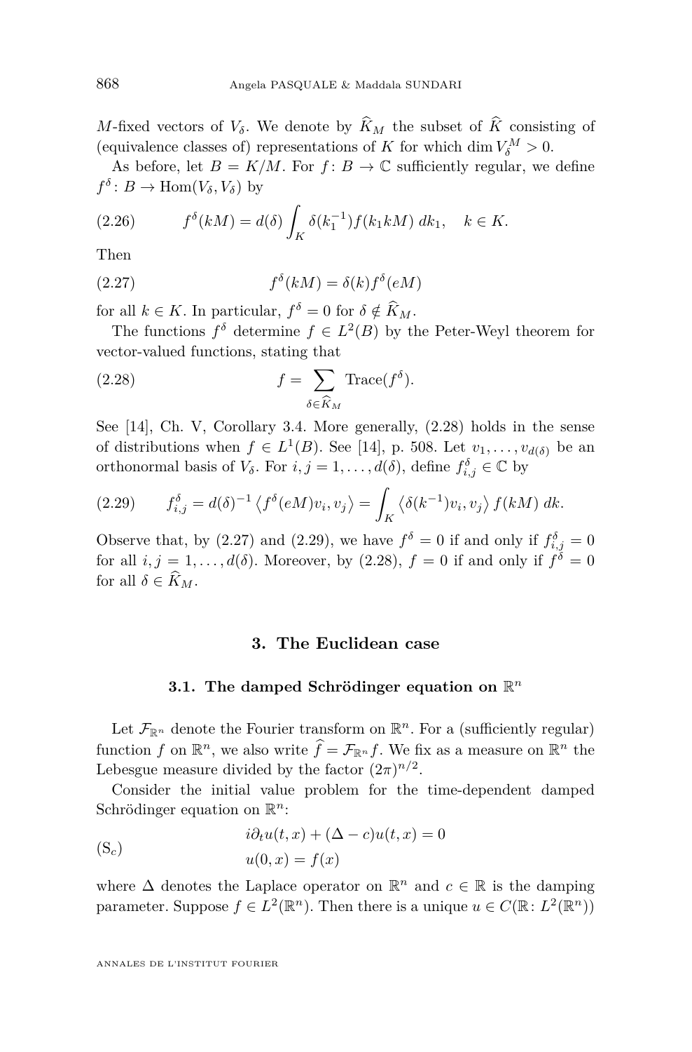$M$-fixed vectors of $V_\delta$. We denote by $\widehat{K}_M$ the subset of $\widehat{K}$ consisting of (equivalence classes of) representations of $K$ for which $\dim V_\delta^M > 0$.

As before, let $B = K/M$. For $f\colon B \to \mathbb{C}$ sufficiently regular, we define $f^\delta\colon B \to \mathrm{Hom}(V_\delta, V_\delta)$ by

$$f^\delta(kM) = d(\delta) \int_K \delta(k_1^{-1}) f(k_1 kM)\, dk_1, \quad k \in K. \tag{2.26}$$

Then

$$f^\delta(kM) = \delta(k) f^\delta(eM) \tag{2.27}$$

for all $k \in K$. In particular, $f^\delta = 0$ for $\delta \notin \widehat{K}_M$.

The functions $f^\delta$ determine $f \in L^2(B)$ by the Peter-Weyl theorem for vector-valued functions, stating that

$$f = \sum_{\delta \in \widehat{K}_M} \mathrm{Trace}(f^\delta). \tag{2.28}$$

See [14], Ch. V, Corollary 3.4. More generally, (2.28) holds in the sense of distributions when $f \in L^1(B)$. See [14], p. 508. Let $v_1, \dots, v_{d(\delta)}$ be an orthonormal basis of $V_\delta$. For $i, j = 1, \dots, d(\delta)$, define $f^\delta_{i,j} \in \mathbb{C}$ by

$$f^\delta_{i,j} = d(\delta)^{-1} \left\langle f^\delta(eM) v_i, v_j \right\rangle = \int_K \left\langle \delta(k^{-1}) v_i, v_j \right\rangle f(kM)\, dk. \tag{2.29}$$

Observe that, by (2.27) and (2.29), we have $f^\delta = 0$ if and only if $f^\delta_{i,j} = 0$ for all $i, j = 1, \dots, d(\delta)$. Moreover, by (2.28), $f = 0$ if and only if $f^\delta = 0$ for all $\delta \in \widehat{K}_M$.

## 3. The Euclidean case

### 3.1. The damped Schrödinger equation on $\mathbb{R}^n$

Let $\mathcal{F}_{\mathbb{R}^n}$ denote the Fourier transform on $\mathbb{R}^n$. For a (sufficiently regular) function $f$ on $\mathbb{R}^n$, we also write $\widehat{f} = \mathcal{F}_{\mathbb{R}^n} f$. We fix as a measure on $\mathbb{R}^n$ the Lebesgue measure divided by the factor $(2\pi)^{n/2}$.

Consider the initial value problem for the time-dependent damped Schrödinger equation on $\mathbb{R}^n$:

$$\begin{aligned} &i\partial_t u(t,x) + (\Delta - c) u(t,x) = 0 \\ &u(0,x) = f(x) \end{aligned} \tag{$\mathrm{S}_c$}$$

where $\Delta$ denotes the Laplace operator on $\mathbb{R}^n$ and $c \in \mathbb{R}$ is the damping parameter. Suppose $f \in L^2(\mathbb{R}^n)$. Then there is a unique $u \in C(\mathbb{R}\colon L^2(\mathbb{R}^n))$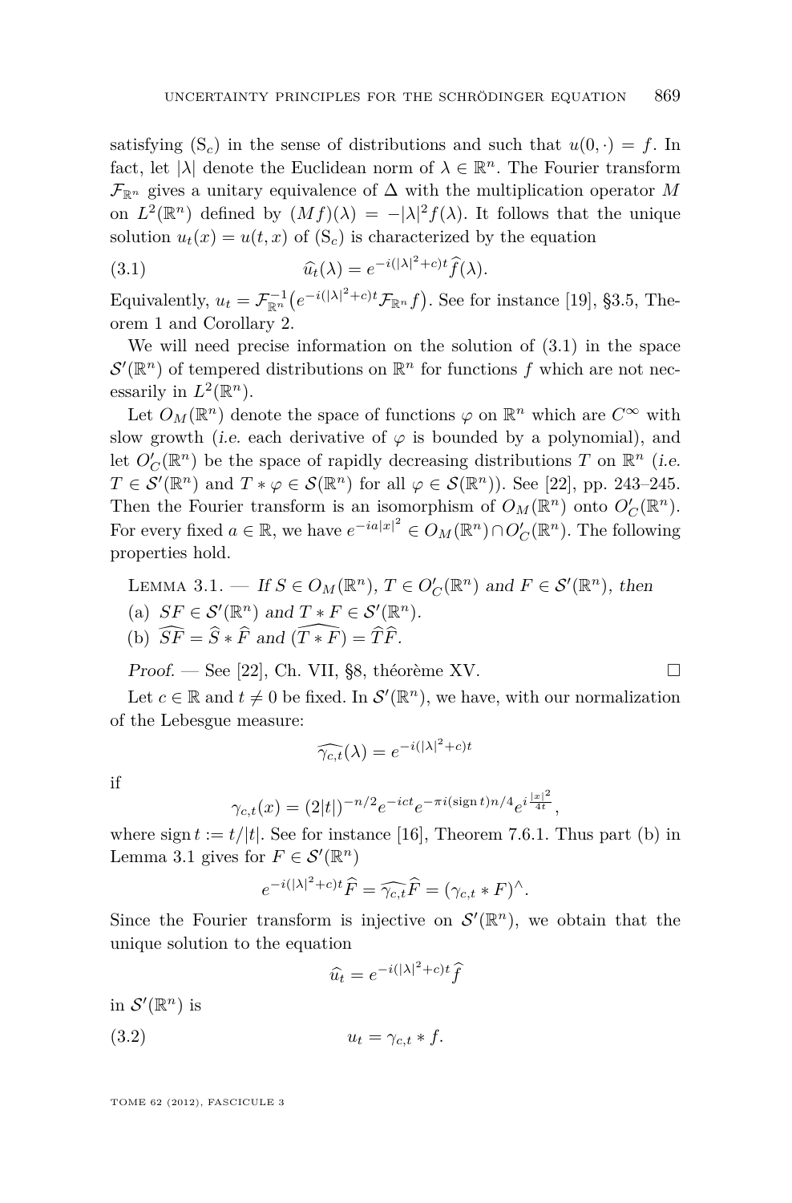satisfying $(\mathrm{S}_c)$ in the sense of distributions and such that $u(0,\cdot) = f$. In fact, let $|\lambda|$ denote the Euclidean norm of $\lambda \in \mathbb{R}^n$. The Fourier transform $\mathcal{F}_{\mathbb{R}^n}$ gives a unitary equivalence of $\Delta$ with the multiplication operator $M$ on $L^2(\mathbb{R}^n)$ defined by $(Mf)(\lambda) = -|\lambda|^2 f(\lambda)$. It follows that the unique solution $u_t(x) = u(t,x)$ of $(\mathrm{S}_c)$ is characterized by the equation

$$\widehat{u_t}(\lambda) = e^{-i(|\lambda|^2+c)t}\widehat{f}(\lambda). \tag{3.1}$$

Equivalently, $u_t = \mathcal{F}_{\mathbb{R}^n}^{-1}\big(e^{-i(|\lambda|^2+c)t}\mathcal{F}_{\mathbb{R}^n} f\big)$. See for instance [19], §3.5, Theorem 1 and Corollary 2.

We will need precise information on the solution of (3.1) in the space $\mathcal{S}'(\mathbb{R}^n)$ of tempered distributions on $\mathbb{R}^n$ for functions $f$ which are not necessarily in $L^2(\mathbb{R}^n)$.

Let $O_M(\mathbb{R}^n)$ denote the space of functions $\varphi$ on $\mathbb{R}^n$ which are $C^\infty$ with slow growth (*i.e.* each derivative of $\varphi$ is bounded by a polynomial), and let $O'_C(\mathbb{R}^n)$ be the space of rapidly decreasing distributions $T$ on $\mathbb{R}^n$ (*i.e.* $T \in \mathcal{S}'(\mathbb{R}^n)$ and $T * \varphi \in \mathcal{S}(\mathbb{R}^n)$ for all $\varphi \in \mathcal{S}(\mathbb{R}^n)$). See [22], pp. 243–245. Then the Fourier transform is an isomorphism of $O_M(\mathbb{R}^n)$ onto $O'_C(\mathbb{R}^n)$. For every fixed $a \in \mathbb{R}$, we have $e^{-ia|x|^2} \in O_M(\mathbb{R}^n) \cap O'_C(\mathbb{R}^n)$. The following properties hold.

Lemma 3.1. — *If $S \in O_M(\mathbb{R}^n)$, $T \in O'_C(\mathbb{R}^n)$ and $F \in \mathcal{S}'(\mathbb{R}^n)$, then*

(a) *$SF \in \mathcal{S}'(\mathbb{R}^n)$ and $T * F \in \mathcal{S}'(\mathbb{R}^n)$.*

(b) *$\widehat{SF} = \widehat{S} * \widehat{F}$ and $\widehat{(T * F)} = \widehat{T}\widehat{F}$.*

*Proof.* — See [22], Ch. VII, §8, théorème XV. ∎

Let $c \in \mathbb{R}$ and $t \neq 0$ be fixed. In $\mathcal{S}'(\mathbb{R}^n)$, we have, with our normalization of the Lebesgue measure:

$$\widehat{\gamma_{c,t}}(\lambda) = e^{-i(|\lambda|^2+c)t}$$

if

$$\gamma_{c,t}(x) = (2|t|)^{-n/2} e^{-ict} e^{-\pi i (\operatorname{sign} t) n/4} e^{i\frac{|x|^2}{4t}},$$

where $\operatorname{sign} t := t/|t|$. See for instance [16], Theorem 7.6.1. Thus part (b) in Lemma 3.1 gives for $F \in \mathcal{S}'(\mathbb{R}^n)$

$$e^{-i(|\lambda|^2+c)t}\widehat{F} = \widehat{\gamma_{c,t}}\widehat{F} = (\gamma_{c,t} * F)^\wedge.$$

Since the Fourier transform is injective on $\mathcal{S}'(\mathbb{R}^n)$, we obtain that the unique solution to the equation

$$\widehat{u_t} = e^{-i(|\lambda|^2+c)t}\widehat{f}$$

in $\mathcal{S}'(\mathbb{R}^n)$ is

$$u_t = \gamma_{c,t} * f. \tag{3.2}$$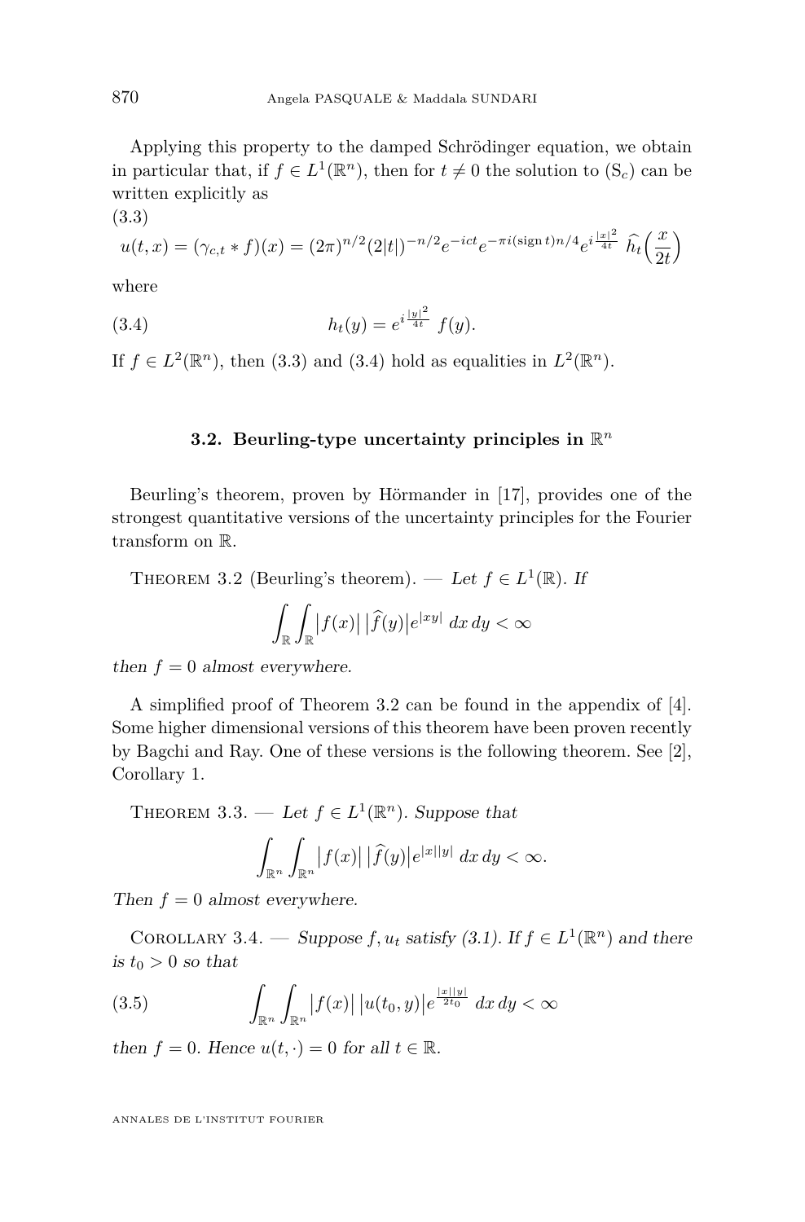Applying this property to the damped Schrödinger equation, we obtain in particular that, if $f \in L^1(\mathbb{R}^n)$, then for $t \neq 0$ the solution to $(\mathrm{S}_c)$ can be written explicitly as

(3.3)
$$u(t,x) = (\gamma_{c,t} * f)(x) = (2\pi)^{n/2}(2|t|)^{-n/2} e^{-ict} e^{-\pi i (\operatorname{sign} t) n/4} e^{i\frac{|x|^2}{4t}}\ \widehat{h}_t\Big(\frac{x}{2t}\Big)$$

where

$$h_t(y) = e^{i\frac{|y|^2}{4t}}\ f(y). \tag{3.4}$$

If $f \in L^2(\mathbb{R}^n)$, then (3.3) and (3.4) hold as equalities in $L^2(\mathbb{R}^n)$.

## 3.2. Beurling-type uncertainty principles in $\mathbb{R}^n$

Beurling's theorem, proven by Hörmander in [17], provides one of the strongest quantitative versions of the uncertainty principles for the Fourier transform on $\mathbb{R}$.

Theorem 3.2 (Beurling's theorem). — *Let $f \in L^1(\mathbb{R})$. If*

$$\int_{\mathbb{R}} \int_{\mathbb{R}} \big|f(x)\big|\,\big|\widehat{f}(y)\big| e^{|xy|}\,dx\,dy < \infty$$

*then $f = 0$ almost everywhere.*

A simplified proof of Theorem 3.2 can be found in the appendix of [4]. Some higher dimensional versions of this theorem have been proven recently by Bagchi and Ray. One of these versions is the following theorem. See [2], Corollary 1.

Theorem 3.3. — *Let $f \in L^1(\mathbb{R}^n)$. Suppose that*

$$\int_{\mathbb{R}^n} \int_{\mathbb{R}^n} \big|f(x)\big|\,\big|\widehat{f}(y)\big| e^{|x||y|}\,dx\,dy < \infty.$$

*Then $f = 0$ almost everywhere.*

Corollary 3.4. — *Suppose $f, u_t$ satisfy (3.1). If $f \in L^1(\mathbb{R}^n)$ and there is $t_0 > 0$ so that*

$$\int_{\mathbb{R}^n} \int_{\mathbb{R}^n} \big|f(x)\big|\,\big|u(t_0,y)\big| e^{\frac{|x||y|}{2t_0}}\,dx\,dy < \infty \tag{3.5}$$

*then $f = 0$. Hence $u(t,\cdot) = 0$ for all $t \in \mathbb{R}$.*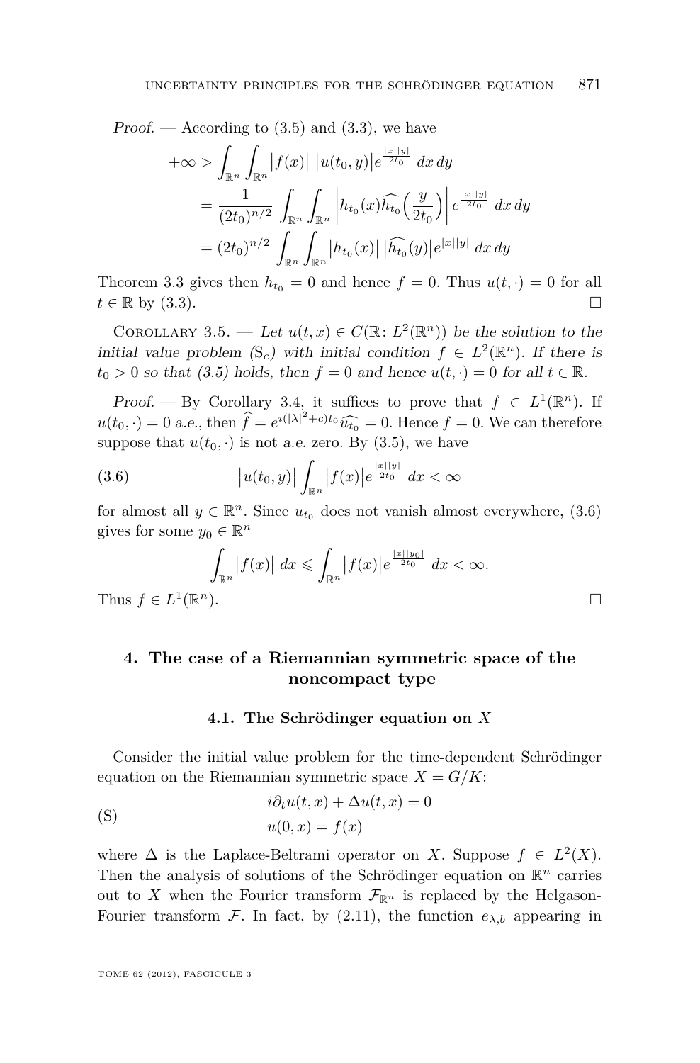*Proof.* — According to (3.5) and (3.3), we have

$$
\begin{aligned}
+\infty &> \int_{\mathbb{R}^n}\int_{\mathbb{R}^n} \big|f(x)\big|\,\big|u(t_0,y)\big| e^{\frac{|x||y|}{2t_0}}\,dx\,dy \\
&= \frac{1}{(2t_0)^{n/2}} \int_{\mathbb{R}^n}\int_{\mathbb{R}^n} \left| h_{t_0}(x)\widehat{h_{t_0}}\Big(\frac{y}{2t_0}\Big)\right| e^{\frac{|x||y|}{2t_0}}\,dx\,dy \\
&= (2t_0)^{n/2} \int_{\mathbb{R}^n}\int_{\mathbb{R}^n} \big|h_{t_0}(x)\big|\,\big|\widehat{h_{t_0}}(y)\big| e^{|x||y|}\,dx\,dy
\end{aligned}
$$

Theorem 3.3 gives then $h_{t_0} = 0$ and hence $f = 0$. Thus $u(t,\cdot) = 0$ for all $t \in \mathbb{R}$ by (3.3). $\square$

Corollary 3.5. — *Let $u(t,x) \in C(\mathbb{R}\colon L^2(\mathbb{R}^n))$ be the solution to the initial value problem $(\mathrm{S}_c)$ with initial condition $f \in L^2(\mathbb{R}^n)$. If there is $t_0 > 0$ so that (3.5) holds, then $f = 0$ and hence $u(t,\cdot) = 0$ for all $t \in \mathbb{R}$.*

*Proof.* — By Corollary 3.4, it suffices to prove that $f \in L^1(\mathbb{R}^n)$. If $u(t_0,\cdot) = 0$ *a.e.*, then $\widehat{f} = e^{i(|\lambda|^2+c)t_0}\widehat{u_{t_0}} = 0$. Hence $f = 0$. We can therefore suppose that $u(t_0,\cdot)$ is not *a.e.* zero. By (3.5), we have

$$
\big|u(t_0,y)\big| \int_{\mathbb{R}^n} \big|f(x)\big| e^{\frac{|x||y|}{2t_0}}\,dx < \infty \tag{3.6}
$$

for almost all $y \in \mathbb{R}^n$. Since $u_{t_0}$ does not vanish almost everywhere, (3.6) gives for some $y_0 \in \mathbb{R}^n$

$$
\int_{\mathbb{R}^n} \big|f(x)\big|\,dx \leqslant \int_{\mathbb{R}^n} \big|f(x)\big| e^{\frac{|x||y_0|}{2t_0}}\,dx < \infty.
$$

Thus $f \in L^1(\mathbb{R}^n)$. $\square$

## 4. The case of a Riemannian symmetric space of the noncompact type

### 4.1. The Schrödinger equation on $X$

Consider the initial value problem for the time-dependent Schrödinger equation on the Riemannian symmetric space $X = G/K$:

$$
\begin{aligned}
&i\partial_t u(t,x) + \Delta u(t,x) = 0 \\
&u(0,x) = f(x)
\end{aligned} \tag{S}
$$

where $\Delta$ is the Laplace-Beltrami operator on $X$. Suppose $f \in L^2(X)$. Then the analysis of solutions of the Schrödinger equation on $\mathbb{R}^n$ carries out to $X$ when the Fourier transform $\mathcal{F}_{\mathbb{R}^n}$ is replaced by the Helgason-Fourier transform $\mathcal{F}$. In fact, by (2.11), the function $e_{\lambda,b}$ appearing in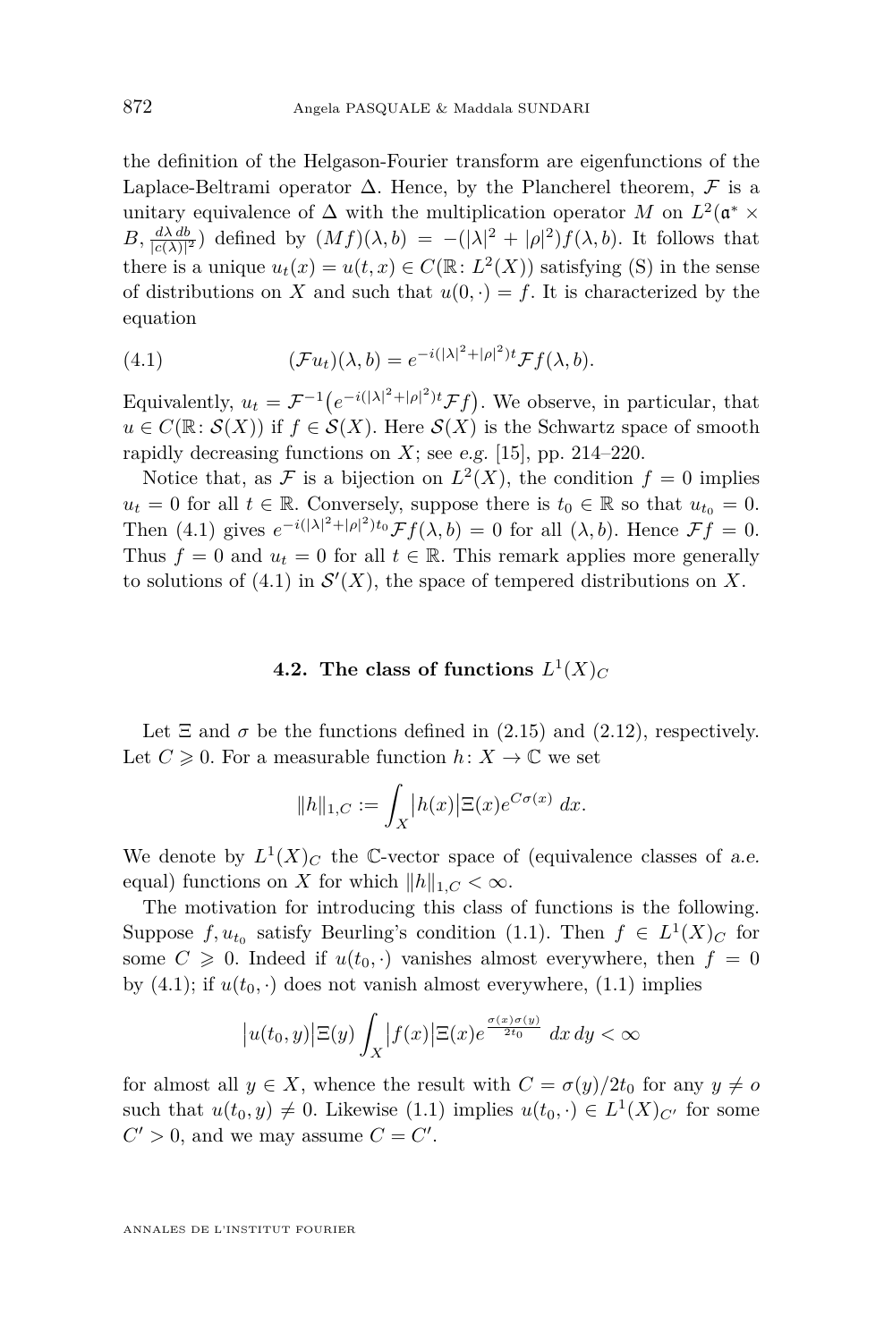the definition of the Helgason-Fourier transform are eigenfunctions of the Laplace-Beltrami operator $\Delta$. Hence, by the Plancherel theorem, $\mathcal{F}$ is a unitary equivalence of $\Delta$ with the multiplication operator $M$ on $L^2(\mathfrak{a}^* \times B, \frac{d\lambda\, db}{|c(\lambda)|^2})$ defined by $(Mf)(\lambda, b) = -(|\lambda|^2 + |\rho|^2)f(\lambda, b)$. It follows that there is a unique $u_t(x) = u(t,x) \in C(\mathbb{R}\colon L^2(X))$ satisfying (S) in the sense of distributions on $X$ and such that $u(0,\cdot) = f$. It is characterized by the equation

$$(\mathcal{F}u_t)(\lambda, b) = e^{-i(|\lambda|^2+|\rho|^2)t}\mathcal{F}f(\lambda, b). \tag{4.1}$$

Equivalently, $u_t = \mathcal{F}^{-1}\big(e^{-i(|\lambda|^2+|\rho|^2)t}\mathcal{F}f\big)$. We observe, in particular, that $u \in C(\mathbb{R}\colon \mathcal{S}(X))$ if $f \in \mathcal{S}(X)$. Here $\mathcal{S}(X)$ is the Schwartz space of smooth rapidly decreasing functions on $X$; see *e.g.* [15], pp. 214–220.

Notice that, as $\mathcal{F}$ is a bijection on $L^2(X)$, the condition $f = 0$ implies $u_t = 0$ for all $t \in \mathbb{R}$. Conversely, suppose there is $t_0 \in \mathbb{R}$ so that $u_{t_0} = 0$. Then (4.1) gives $e^{-i(|\lambda|^2+|\rho|^2)t_0}\mathcal{F}f(\lambda, b) = 0$ for all $(\lambda, b)$. Hence $\mathcal{F}f = 0$. Thus $f = 0$ and $u_t = 0$ for all $t \in \mathbb{R}$. This remark applies more generally to solutions of (4.1) in $\mathcal{S}'(X)$, the space of tempered distributions on $X$.

## 4.2. The class of functions $L^1(X)_C$

Let $\Xi$ and $\sigma$ be the functions defined in (2.15) and (2.12), respectively. Let $C \geqslant 0$. For a measurable function $h\colon X \to \mathbb{C}$ we set

$$\|h\|_{1,C} := \int_X \big|h(x)\big|\Xi(x)e^{C\sigma(x)}\,dx.$$

We denote by $L^1(X)_C$ the $\mathbb{C}$-vector space of (equivalence classes of *a.e.* equal) functions on $X$ for which $\|h\|_{1,C} < \infty$.

The motivation for introducing this class of functions is the following. Suppose $f, u_{t_0}$ satisfy Beurling's condition (1.1). Then $f \in L^1(X)_C$ for some $C \geqslant 0$. Indeed if $u(t_0,\cdot)$ vanishes almost everywhere, then $f = 0$ by (4.1); if $u(t_0,\cdot)$ does not vanish almost everywhere, (1.1) implies

$$\big|u(t_0,y)\big|\Xi(y)\int_X \big|f(x)\big|\Xi(x)e^{\frac{\sigma(x)\sigma(y)}{2t_0}}\,dx\,dy < \infty$$

for almost all $y \in X$, whence the result with $C = \sigma(y)/2t_0$ for any $y \neq o$ such that $u(t_0,y) \neq 0$. Likewise (1.1) implies $u(t_0,\cdot) \in L^1(X)_{C'}$ for some $C' > 0$, and we may assume $C = C'$.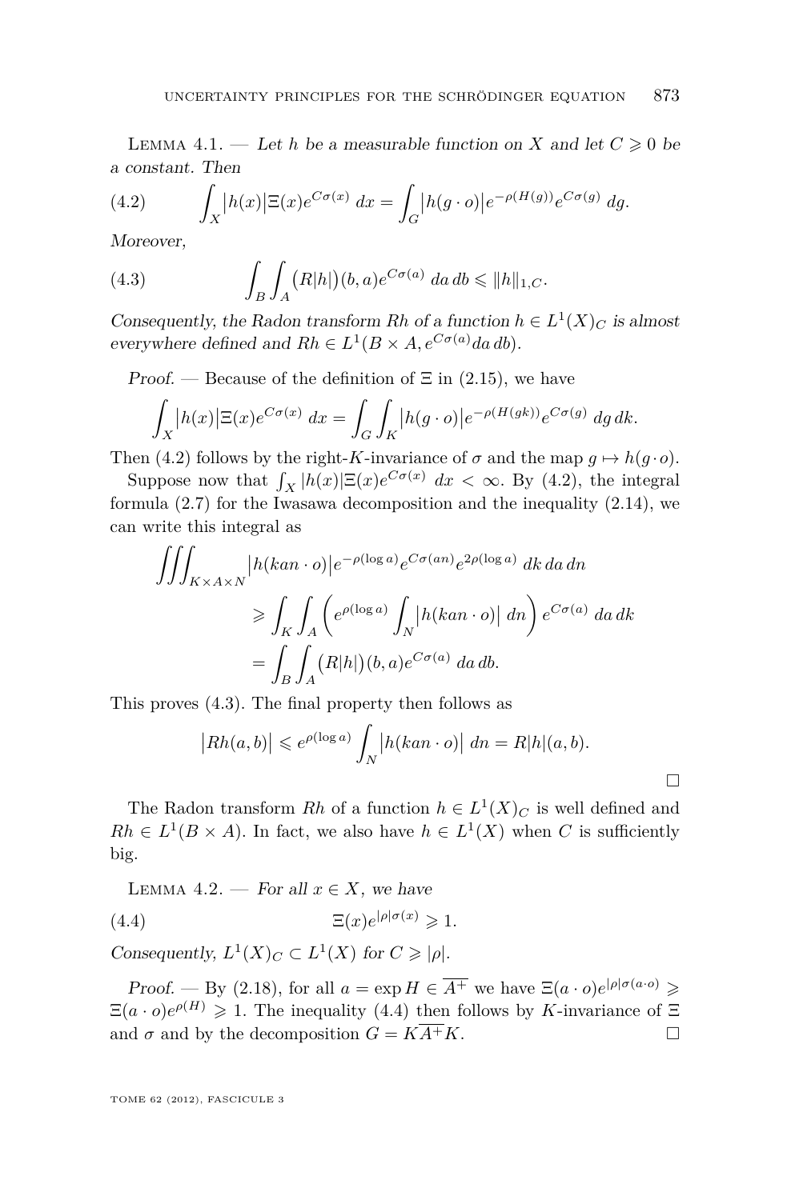Lemma 4.1. — *Let $h$ be a measurable function on $X$ and let $C \geqslant 0$ be a constant. Then*

$$\int_X \big|h(x)\big|\Xi(x)e^{C\sigma(x)}\,dx = \int_G \big|h(g\cdot o)\big|e^{-\rho(H(g))}e^{C\sigma(g)}\,dg. \tag{4.2}$$

*Moreover,*

$$\int_B\int_A \big(R|h|\big)(b,a)e^{C\sigma(a)}\,da\,db \leqslant \|h\|_{1,C}. \tag{4.3}$$

*Consequently, the Radon transform $Rh$ of a function $h \in L^1(X)_C$ is almost everywhere defined and $Rh \in L^1(B\times A, e^{C\sigma(a)}da\,db)$.*

*Proof.* — Because of the definition of $\Xi$ in (2.15), we have

$$\int_X \big|h(x)\big|\Xi(x)e^{C\sigma(x)}\,dx = \int_G\int_K \big|h(g\cdot o)\big|e^{-\rho(H(gk))}e^{C\sigma(g)}\,dg\,dk.$$

Then (4.2) follows by the right-$K$-invariance of $\sigma$ and the map $g\mapsto h(g\cdot o)$.

Suppose now that $\int_X |h(x)|\Xi(x)e^{C\sigma(x)}\,dx < \infty$. By (4.2), the integral formula (2.7) for the Iwasawa decomposition and the inequality (2.14), we can write this integral as

$$\begin{aligned}
\iiint_{K\times A\times N} &\big|h(kan\cdot o)\big|e^{-\rho(\log a)}e^{C\sigma(an)}e^{2\rho(\log a)}\,dk\,da\,dn \\
&\geqslant \int_K\int_A\left(e^{\rho(\log a)}\int_N \big|h(kan\cdot o)\big|\,dn\right)e^{C\sigma(a)}\,da\,dk \\
&= \int_B\int_A \big(R|h|\big)(b,a)e^{C\sigma(a)}\,da\,db.
\end{aligned}$$

This proves (4.3). The final property then follows as

$$\big|Rh(a,b)\big| \leqslant e^{\rho(\log a)}\int_N \big|h(kan\cdot o)\big|\,dn = R|h|(a,b).$$

□

The Radon transform $Rh$ of a function $h\in L^1(X)_C$ is well defined and $Rh\in L^1(B\times A)$. In fact, we also have $h\in L^1(X)$ when $C$ is sufficiently big.

Lemma 4.2. — *For all $x \in X$, we have*

$$\Xi(x)e^{|\rho|\sigma(x)} \geqslant 1. \tag{4.4}$$

*Consequently, $L^1(X)_C \subset L^1(X)$ for $C\geqslant |\rho|$.*

*Proof.* — By (2.18), for all $a=\exp H\in\overline{A^+}$ we have $\Xi(a\cdot o)e^{|\rho|\sigma(a\cdot o)} \geqslant \Xi(a\cdot o)e^{\rho(H)} \geqslant 1$. The inequality (4.4) then follows by $K$-invariance of $\Xi$ and $\sigma$ and by the decomposition $G = K\overline{A^+}K$. □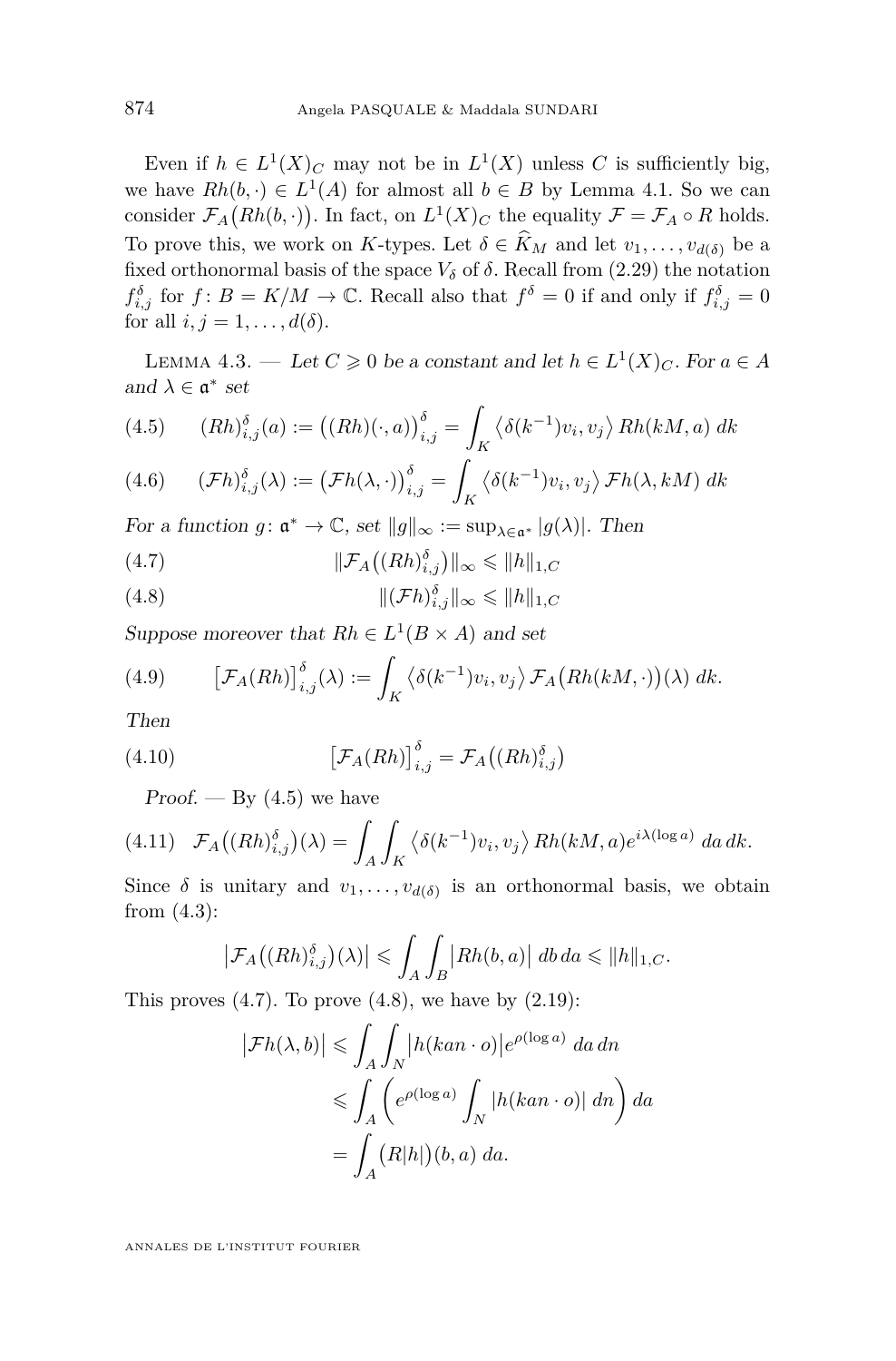Even if $h \in L^1(X)_C$ may not be in $L^1(X)$ unless $C$ is sufficiently big, we have $Rh(b,\cdot) \in L^1(A)$ for almost all $b \in B$ by Lemma 4.1. So we can consider $\mathcal{F}_A\big(Rh(b,\cdot)\big)$. In fact, on $L^1(X)_C$ the equality $\mathcal{F} = \mathcal{F}_A \circ R$ holds. To prove this, we work on $K$-types. Let $\delta \in \widehat{K}_M$ and let $v_1, \dots, v_{d(\delta)}$ be a fixed orthonormal basis of the space $V_\delta$ of $\delta$. Recall from (2.29) the notation $f^\delta_{i,j}$ for $f\colon B = K/M \to \mathbb{C}$. Recall also that $f^\delta = 0$ if and only if $f^\delta_{i,j} = 0$ for all $i,j = 1, \dots, d(\delta)$.

Lemma 4.3. — *Let $C \geqslant 0$ be a constant and let $h \in L^1(X)_C$. For $a \in A$ and $\lambda \in \mathfrak{a}^*$ set*

$$(Rh)^\delta_{i,j}(a) := \big((Rh)(\cdot,a)\big)^\delta_{i,j} = \int_K \big\langle \delta(k^{-1})v_i, v_j \big\rangle \, Rh(kM,a)\, dk \tag{4.5}$$

$$(\mathcal{F}h)^\delta_{i,j}(\lambda) := \big(\mathcal{F}h(\lambda,\cdot)\big)^\delta_{i,j} = \int_K \big\langle \delta(k^{-1})v_i, v_j \big\rangle \, \mathcal{F}h(\lambda,kM)\, dk \tag{4.6}$$

*For a function $g\colon \mathfrak{a}^* \to \mathbb{C}$, set $\|g\|_\infty := \sup_{\lambda \in \mathfrak{a}^*} |g(\lambda)|$. Then*

$$\|\mathcal{F}_A\big((Rh)^\delta_{i,j}\big)\|_\infty \leqslant \|h\|_{1,C} \tag{4.7}$$

$$\|(\mathcal{F}h)^\delta_{i,j}\|_\infty \leqslant \|h\|_{1,C} \tag{4.8}$$

*Suppose moreover that $Rh \in L^1(B \times A)$ and set*

$$\big[\mathcal{F}_A(Rh)\big]^\delta_{i,j}(\lambda) := \int_K \big\langle \delta(k^{-1})v_i, v_j \big\rangle \, \mathcal{F}_A\big(Rh(kM,\cdot)\big)(\lambda)\, dk. \tag{4.9}$$

*Then*

$$\big[\mathcal{F}_A(Rh)\big]^\delta_{i,j} = \mathcal{F}_A\big((Rh)^\delta_{i,j}\big) \tag{4.10}$$

*Proof.* — By (4.5) we have

$$\mathcal{F}_A\big((Rh)^\delta_{i,j}\big)(\lambda) = \int_A \int_K \big\langle \delta(k^{-1})v_i, v_j \big\rangle \, Rh(kM,a) e^{i\lambda(\log a)}\, da\, dk. \tag{4.11}$$

Since $\delta$ is unitary and $v_1, \dots, v_{d(\delta)}$ is an orthonormal basis, we obtain from (4.3):

$$\big|\mathcal{F}_A\big((Rh)^\delta_{i,j}\big)(\lambda)\big| \leqslant \int_A \int_B \big|Rh(b,a)\big|\, db\, da \leqslant \|h\|_{1,C}.$$

This proves (4.7). To prove (4.8), we have by (2.19):

$$\begin{aligned}
\big|\mathcal{F}h(\lambda,b)\big| &\leqslant \int_A \int_N \big|h(kan \cdot o)\big| e^{\rho(\log a)}\, da\, dn \\
&\leqslant \int_A \left( e^{\rho(\log a)} \int_N |h(kan \cdot o)|\, dn \right) da \\
&= \int_A \big(R|h|\big)(b,a)\, da.
\end{aligned}$$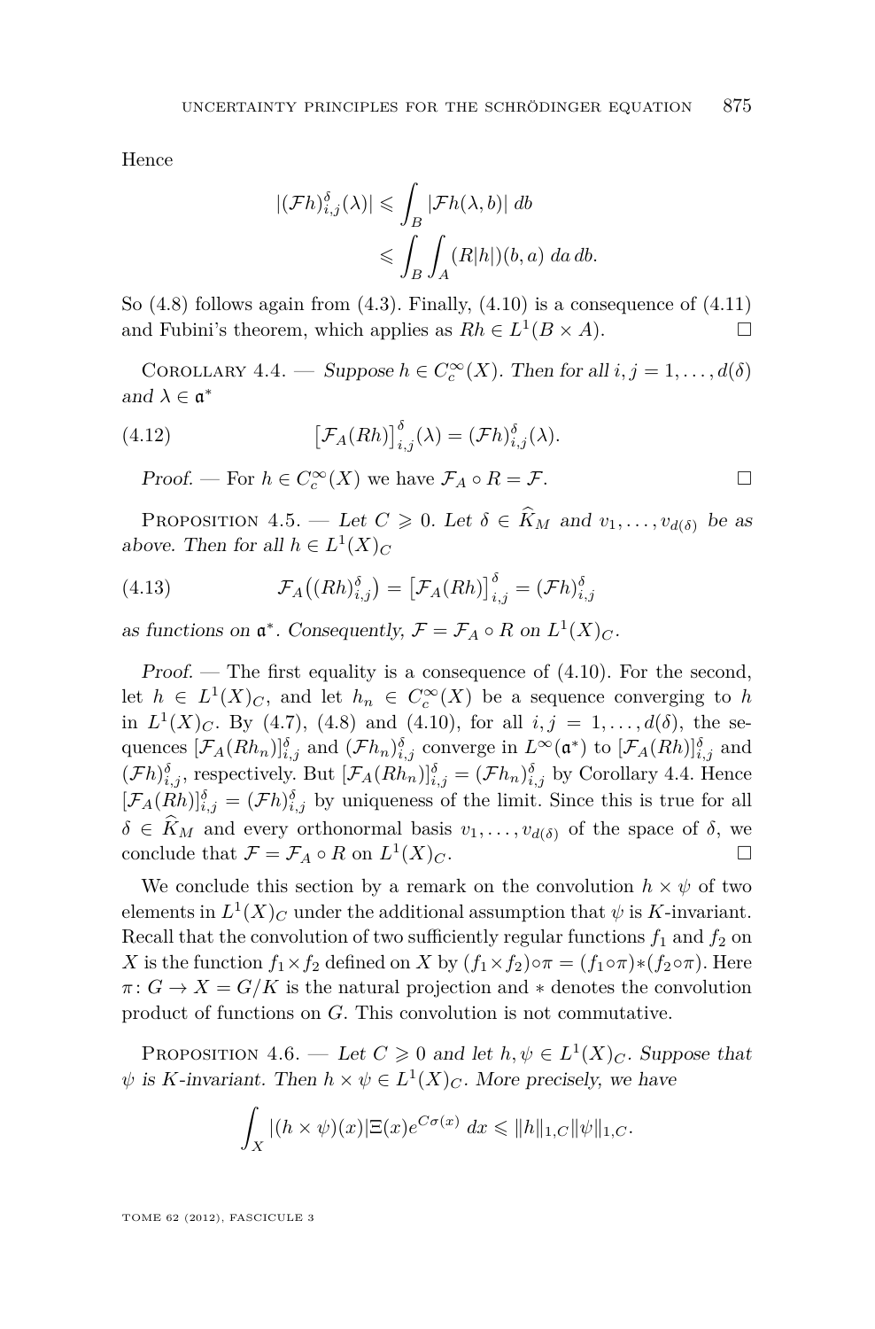Hence

$$
\begin{aligned}
|(\mathcal{F}h)^\delta_{i,j}(\lambda)| &\leqslant \int_B |\mathcal{F}h(\lambda,b)|\, db \\
&\leqslant \int_B \int_A (R|h|)(b,a)\, da\, db.
\end{aligned}
$$

So (4.8) follows again from (4.3). Finally, (4.10) is a consequence of (4.11) and Fubini's theorem, which applies as $Rh \in L^1(B \times A)$. □

Corollary 4.4. — *Suppose $h \in C_c^\infty(X)$. Then for all $i,j = 1,\dots,d(\delta)$ and $\lambda \in \mathfrak{a}^*$*

$$
\big[\mathcal{F}_A(Rh)\big]^\delta_{i,j}(\lambda) = (\mathcal{F}h)^\delta_{i,j}(\lambda). \tag{4.12}
$$

*Proof.* — For $h \in C_c^\infty(X)$ we have $\mathcal{F}_A \circ R = \mathcal{F}$. □

Proposition 4.5. — *Let $C \geqslant 0$. Let $\delta \in \widehat{K}_M$ and $v_1,\dots,v_{d(\delta)}$ be as above. Then for all $h \in L^1(X)_C$*

$$
\mathcal{F}_A\big((Rh)^\delta_{i,j}\big) = \big[\mathcal{F}_A(Rh)\big]^\delta_{i,j} = (\mathcal{F}h)^\delta_{i,j} \tag{4.13}
$$

*as functions on $\mathfrak{a}^*$. Consequently, $\mathcal{F} = \mathcal{F}_A \circ R$ on $L^1(X)_C$.*

*Proof.* — The first equality is a consequence of (4.10). For the second, let $h \in L^1(X)_C$, and let $h_n \in C_c^\infty(X)$ be a sequence converging to $h$ in $L^1(X)_C$. By (4.7), (4.8) and (4.10), for all $i,j = 1,\dots,d(\delta)$, the sequences $[\mathcal{F}_A(Rh_n)]^\delta_{i,j}$ and $(\mathcal{F}h_n)^\delta_{i,j}$ converge in $L^\infty(\mathfrak{a}^*)$ to $[\mathcal{F}_A(Rh)]^\delta_{i,j}$ and $(\mathcal{F}h)^\delta_{i,j}$, respectively. But $[\mathcal{F}_A(Rh_n)]^\delta_{i,j} = (\mathcal{F}h_n)^\delta_{i,j}$ by Corollary 4.4. Hence $[\mathcal{F}_A(Rh)]^\delta_{i,j} = (\mathcal{F}h)^\delta_{i,j}$ by uniqueness of the limit. Since this is true for all $\delta \in \widehat{K}_M$ and every orthonormal basis $v_1,\dots,v_{d(\delta)}$ of the space of $\delta$, we conclude that $\mathcal{F} = \mathcal{F}_A \circ R$ on $L^1(X)_C$. □

We conclude this section by a remark on the convolution $h \times \psi$ of two elements in $L^1(X)_C$ under the additional assumption that $\psi$ is $K$-invariant. Recall that the convolution of two sufficiently regular functions $f_1$ and $f_2$ on $X$ is the function $f_1 \times f_2$ defined on $X$ by $(f_1 \times f_2)\circ\pi = (f_1\circ\pi)*(f_2\circ\pi)$. Here $\pi\colon G \to X = G/K$ is the natural projection and $*$ denotes the convolution product of functions on $G$. This convolution is not commutative.

Proposition 4.6. — *Let $C \geqslant 0$ and let $h,\psi \in L^1(X)_C$. Suppose that $\psi$ is $K$-invariant. Then $h \times \psi \in L^1(X)_C$. More precisely, we have*

$$
\int_X |(h \times \psi)(x)|\Xi(x) e^{C\sigma(x)}\, dx \leqslant \|h\|_{1,C}\|\psi\|_{1,C}.
$$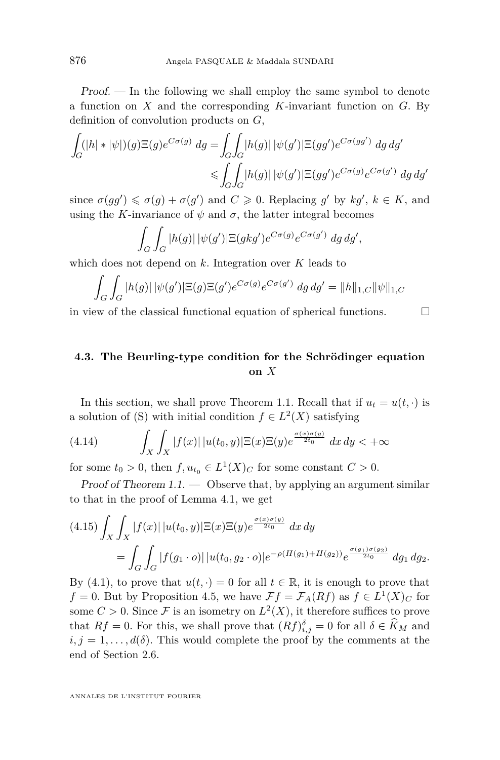*Proof.* — In the following we shall employ the same symbol to denote a function on $X$ and the corresponding $K$-invariant function on $G$. By definition of convolution products on $G$,

$$\int_G (|h| * |\psi|)(g)\Xi(g)e^{C\sigma(g)}\,dg = \int_G\int_G |h(g)|\,|\psi(g')|\Xi(gg')e^{C\sigma(gg')}\,dg\,dg'$$
$$\leqslant \int_G\int_G |h(g)|\,|\psi(g')|\Xi(gg')e^{C\sigma(g)}e^{C\sigma(g')}\,dg\,dg'$$

since $\sigma(gg') \leqslant \sigma(g) + \sigma(g')$ and $C \geqslant 0$. Replacing $g'$ by $kg'$, $k \in K$, and using the $K$-invariance of $\psi$ and $\sigma$, the latter integral becomes

$$\int_G\int_G |h(g)|\,|\psi(g')|\Xi(gkg')e^{C\sigma(g)}e^{C\sigma(g')}\,dg\,dg',$$

which does not depend on $k$. Integration over $K$ leads to

$$\int_G\int_G |h(g)|\,|\psi(g')|\Xi(g)\Xi(g')e^{C\sigma(g)}e^{C\sigma(g')}\,dg\,dg' = \|h\|_{1,C}\|\psi\|_{1,C}$$

in view of the classical functional equation of spherical functions. □

### 4.3. The Beurling-type condition for the Schrödinger equation on $X$

In this section, we shall prove Theorem 1.1. Recall that if $u_t = u(t,\cdot)$ is a solution of (S) with initial condition $f \in L^2(X)$ satisfying

$$\int_X\int_X |f(x)|\,|u(t_0,y)|\Xi(x)\Xi(y)e^{\frac{\sigma(x)\sigma(y)}{2t_0}}\,dx\,dy < +\infty \tag{4.14}$$

for some $t_0 > 0$, then $f, u_{t_0} \in L^1(X)_C$ for some constant $C > 0$.

*Proof of Theorem 1.1.* — Observe that, by applying an argument similar to that in the proof of Lemma 4.1, we get

$$\int_X\int_X |f(x)|\,|u(t_0,y)|\Xi(x)\Xi(y)e^{\frac{\sigma(x)\sigma(y)}{2t_0}}\,dx\,dy$$
$$= \int_G\int_G |f(g_1\cdot o)|\,|u(t_0,g_2\cdot o)|e^{-\rho(H(g_1)+H(g_2))}e^{\frac{\sigma(g_1)\sigma(g_2)}{2t_0}}\,dg_1\,dg_2. \tag{4.15}$$

By (4.1), to prove that $u(t,\cdot) = 0$ for all $t \in \mathbb{R}$, it is enough to prove that $f = 0$. But by Proposition 4.5, we have $\mathcal{F}f = \mathcal{F}_A(Rf)$ as $f \in L^1(X)_C$ for some $C > 0$. Since $\mathcal{F}$ is an isometry on $L^2(X)$, it therefore suffices to prove that $Rf = 0$. For this, we shall prove that $(Rf)^\delta_{i,j} = 0$ for all $\delta \in \widehat{K}_M$ and $i,j = 1,\ldots,d(\delta)$. This would complete the proof by the comments at the end of Section 2.6.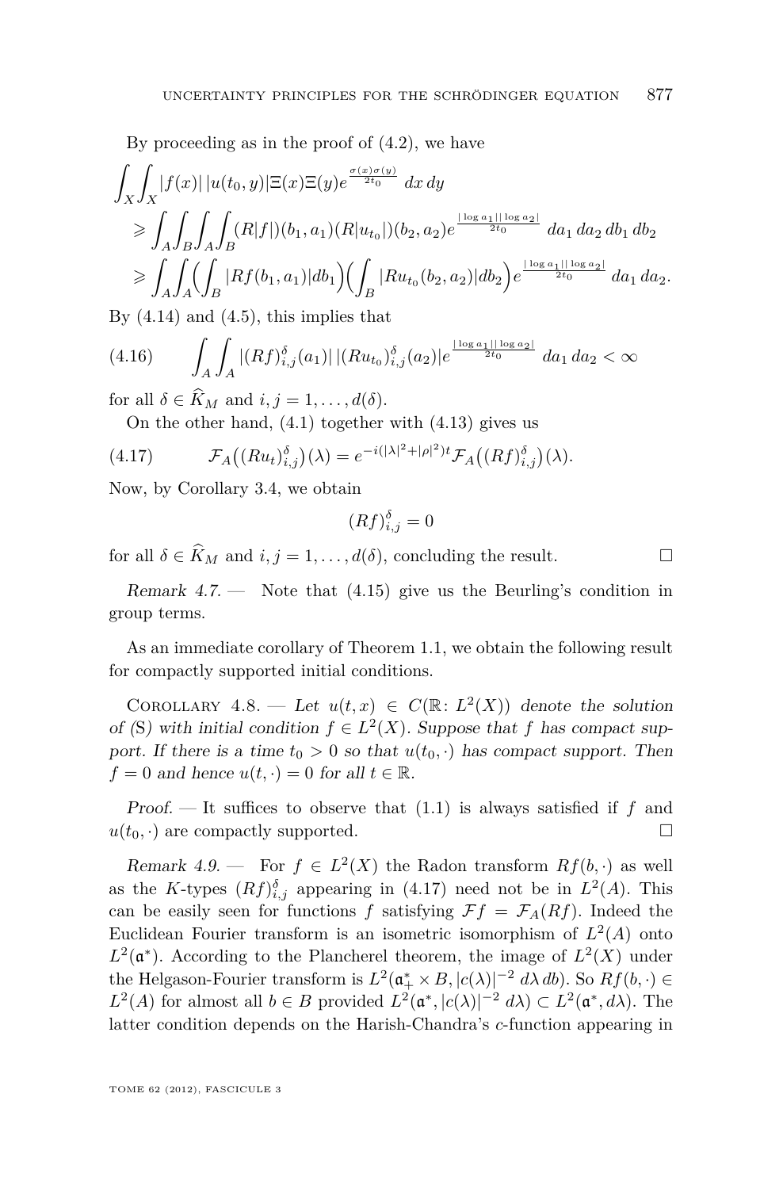By proceeding as in the proof of (4.2), we have

$$
\begin{aligned}
\int_X\int_X &|f(x)|\,|u(t_0,y)|\Xi(x)\Xi(y)e^{\frac{\sigma(x)\sigma(y)}{2t_0}}\;dx\,dy\\
&\geqslant \int_A\int_B\int_A\int_B (R|f|)(b_1,a_1)(R|u_{t_0}|)(b_2,a_2)e^{\frac{|\log a_1||\log a_2|}{2t_0}}\;da_1\,da_2\,db_1\,db_2\\
&\geqslant \int_A\int_A\Big(\int_B |Rf(b_1,a_1)|db_1\Big)\Big(\int_B |Ru_{t_0}(b_2,a_2)|db_2\Big)e^{\frac{|\log a_1||\log a_2|}{2t_0}}\;da_1\,da_2.
\end{aligned}
$$

By (4.14) and (4.5), this implies that

$$
\int_A\int_A |(Rf)^\delta_{i,j}(a_1)|\,|(Ru_{t_0})^\delta_{i,j}(a_2)|e^{\frac{|\log a_1||\log a_2|}{2t_0}}\;da_1\,da_2<\infty \tag{4.16}
$$

for all $\delta\in\widehat{K}_M$ and $i,j=1,\dots,d(\delta)$.

On the other hand, (4.1) together with (4.13) gives us

$$
\mathcal{F}_A\big((Ru_t)^\delta_{i,j}\big)(\lambda)=e^{-i(|\lambda|^2+|\rho|^2)t}\mathcal{F}_A\big((Rf)^\delta_{i,j}\big)(\lambda). \tag{4.17}
$$

Now, by Corollary 3.4, we obtain

$$
(Rf)^\delta_{i,j}=0
$$

for all $\delta\in\widehat{K}_M$ and $i,j=1,\dots,d(\delta)$, concluding the result. □

*Remark 4.7.* — Note that (4.15) give us the Beurling's condition in group terms.

As an immediate corollary of Theorem 1.1, we obtain the following result for compactly supported initial conditions.

Corollary 4.8. — *Let $u(t,x)\in C(\mathbb{R}\colon L^2(X))$ denote the solution of (S) with initial condition $f\in L^2(X)$. Suppose that $f$ has compact support. If there is a time $t_0>0$ so that $u(t_0,\cdot)$ has compact support. Then $f=0$ and hence $u(t,\cdot)=0$ for all $t\in\mathbb{R}$.*

*Proof.* — It suffices to observe that (1.1) is always satisfied if $f$ and $u(t_0,\cdot)$ are compactly supported. □

*Remark 4.9.* — For $f\in L^2(X)$ the Radon transform $Rf(b,\cdot)$ as well as the $K$-types $(Rf)^\delta_{i,j}$ appearing in (4.17) need not be in $L^2(A)$. This can be easily seen for functions $f$ satisfying $\mathcal{F}f=\mathcal{F}_A(Rf)$. Indeed the Euclidean Fourier transform is an isometric isomorphism of $L^2(A)$ onto $L^2(\mathfrak{a}^*)$. According to the Plancherel theorem, the image of $L^2(X)$ under the Helgason-Fourier transform is $L^2(\mathfrak{a}^*_+\times B,|c(\lambda)|^{-2}\,d\lambda\,db)$. So $Rf(b,\cdot)\in L^2(A)$ for almost all $b\in B$ provided $L^2(\mathfrak{a}^*,|c(\lambda)|^{-2}\,d\lambda)\subset L^2(\mathfrak{a}^*,d\lambda)$. The latter condition depends on the Harish-Chandra's $c$-function appearing in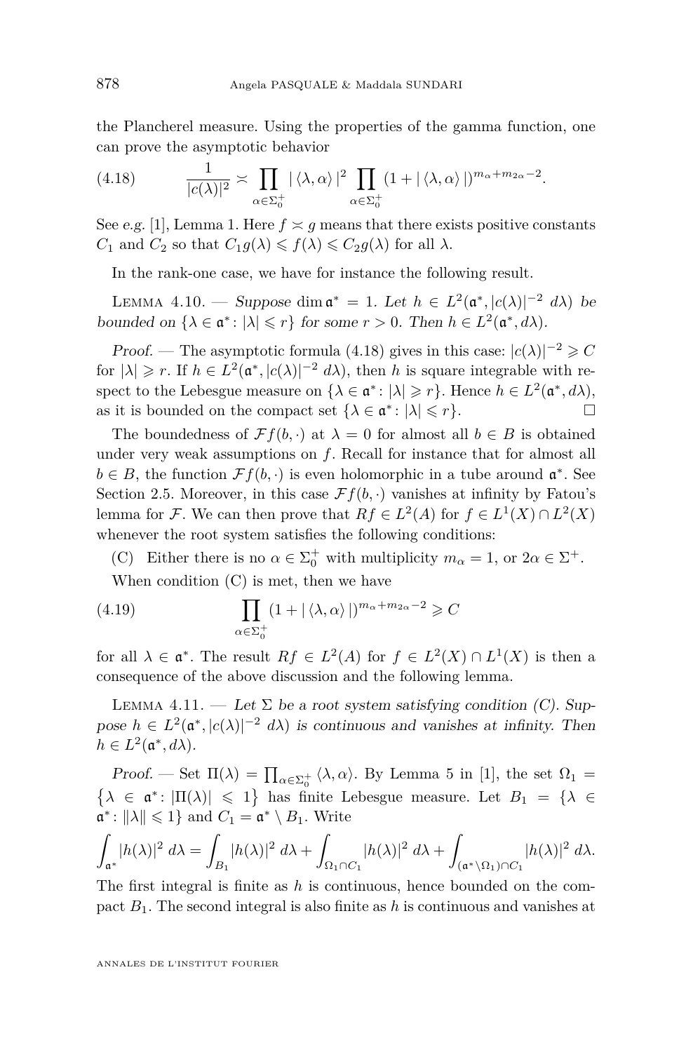the Plancherel measure. Using the properties of the gamma function, one can prove the asymptotic behavior

$$\frac{1}{|c(\lambda)|^2} \asymp \prod_{\alpha \in \Sigma_0^+} |\langle \lambda, \alpha \rangle|^2 \prod_{\alpha \in \Sigma_0^+} (1 + |\langle \lambda, \alpha \rangle|)^{m_\alpha + m_{2\alpha} - 2}. \tag{4.18}$$

See *e.g.* [1], Lemma 1. Here $f \asymp g$ means that there exists positive constants $C_1$ and $C_2$ so that $C_1 g(\lambda) \leqslant f(\lambda) \leqslant C_2 g(\lambda)$ for all $\lambda$.

In the rank-one case, we have for instance the following result.

Lemma 4.10. — *Suppose* $\dim \mathfrak{a}^* = 1$. *Let* $h \in L^2(\mathfrak{a}^*, |c(\lambda)|^{-2}\, d\lambda)$ *be bounded on* $\{\lambda \in \mathfrak{a}^* \colon |\lambda| \leqslant r\}$ *for some* $r > 0$. *Then* $h \in L^2(\mathfrak{a}^*, d\lambda)$.

*Proof.* — The asymptotic formula (4.18) gives in this case: $|c(\lambda)|^{-2} \geqslant C$ for $|\lambda| \geqslant r$. If $h \in L^2(\mathfrak{a}^*, |c(\lambda)|^{-2}\, d\lambda)$, then $h$ is square integrable with respect to the Lebesgue measure on $\{\lambda \in \mathfrak{a}^* \colon |\lambda| \geqslant r\}$. Hence $h \in L^2(\mathfrak{a}^*, d\lambda)$, as it is bounded on the compact set $\{\lambda \in \mathfrak{a}^* \colon |\lambda| \leqslant r\}$. □

The boundedness of $\mathcal{F}f(b, \cdot)$ at $\lambda = 0$ for almost all $b \in B$ is obtained under very weak assumptions on $f$. Recall for instance that for almost all $b \in B$, the function $\mathcal{F}f(b, \cdot)$ is even holomorphic in a tube around $\mathfrak{a}^*$. See Section 2.5. Moreover, in this case $\mathcal{F}f(b, \cdot)$ vanishes at infinity by Fatou's lemma for $\mathcal{F}$. We can then prove that $Rf \in L^2(A)$ for $f \in L^1(X) \cap L^2(X)$ whenever the root system satisfies the following conditions:

(C) Either there is no $\alpha \in \Sigma_0^+$ with multiplicity $m_\alpha = 1$, or $2\alpha \in \Sigma^+$.

When condition (C) is met, then we have

$$\prod_{\alpha \in \Sigma_0^+} (1 + |\langle \lambda, \alpha \rangle|)^{m_\alpha + m_{2\alpha} - 2} \geqslant C \tag{4.19}$$

for all $\lambda \in \mathfrak{a}^*$. The result $Rf \in L^2(A)$ for $f \in L^2(X) \cap L^1(X)$ is then a consequence of the above discussion and the following lemma.

Lemma 4.11. — *Let* $\Sigma$ *be a root system satisfying condition (C). Suppose* $h \in L^2(\mathfrak{a}^*, |c(\lambda)|^{-2}\, d\lambda)$ *is continuous and vanishes at infinity. Then* $h \in L^2(\mathfrak{a}^*, d\lambda)$.

*Proof.* — Set $\Pi(\lambda) = \prod_{\alpha \in \Sigma_0^+} \langle \lambda, \alpha \rangle$. By Lemma 5 in [1], the set $\Omega_1 = \{\lambda \in \mathfrak{a}^* \colon |\Pi(\lambda)| \leqslant 1\}$ has finite Lebesgue measure. Let $B_1 = \{\lambda \in \mathfrak{a}^* \colon \|\lambda\| \leqslant 1\}$ and $C_1 = \mathfrak{a}^* \setminus B_1$. Write

$$\int_{\mathfrak{a}^*} |h(\lambda)|^2\, d\lambda = \int_{B_1} |h(\lambda)|^2\, d\lambda + \int_{\Omega_1 \cap C_1} |h(\lambda)|^2\, d\lambda + \int_{(\mathfrak{a}^* \setminus \Omega_1) \cap C_1} |h(\lambda)|^2\, d\lambda.$$

The first integral is finite as $h$ is continuous, hence bounded on the compact $B_1$. The second integral is also finite as $h$ is continuous and vanishes at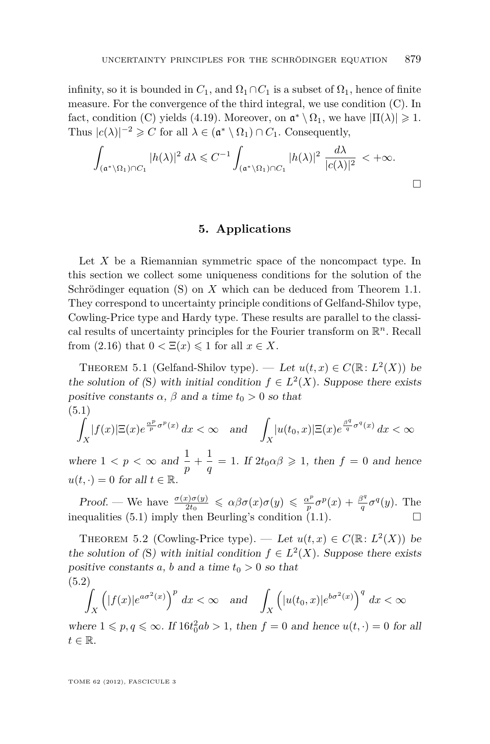infinity, so it is bounded in $C_1$, and $\Omega_1 \cap C_1$ is a subset of $\Omega_1$, hence of finite measure. For the convergence of the third integral, we use condition (C). In fact, condition (C) yields (4.19). Moreover, on $\mathfrak{a}^* \setminus \Omega_1$, we have $|\Pi(\lambda)| \geqslant 1$. Thus $|c(\lambda)|^{-2} \geqslant C$ for all $\lambda \in (\mathfrak{a}^* \setminus \Omega_1) \cap C_1$. Consequently,

$$\int_{(\mathfrak{a}^* \setminus \Omega_1) \cap C_1} |h(\lambda)|^2 \, d\lambda \leqslant C^{-1} \int_{(\mathfrak{a}^* \setminus \Omega_1) \cap C_1} |h(\lambda)|^2 \, \frac{d\lambda}{|c(\lambda)|^2} < +\infty.$$

□

## 5. Applications

Let $X$ be a Riemannian symmetric space of the noncompact type. In this section we collect some uniqueness conditions for the solution of the Schrödinger equation (S) on $X$ which can be deduced from Theorem 1.1. They correspond to uncertainty principle conditions of Gelfand-Shilov type, Cowling-Price type and Hardy type. These results are parallel to the classical results of uncertainty principles for the Fourier transform on $\mathbb{R}^n$. Recall from (2.16) that $0 < \Xi(x) \leqslant 1$ for all $x \in X$.

Theorem 5.1 (Gelfand-Shilov type). — *Let $u(t,x) \in C(\mathbb{R}\colon L^2(X))$ be the solution of (S) with initial condition $f \in L^2(X)$. Suppose there exists positive constants $\alpha$, $\beta$ and a time $t_0 > 0$ so that*

$$\int_X |f(x)| \Xi(x) e^{\frac{\alpha^p}{p}\sigma^p(x)} \, dx < \infty \quad \text{and} \quad \int_X |u(t_0,x)| \Xi(x) e^{\frac{\beta^q}{q}\sigma^q(x)} \, dx < \infty \tag{5.1}$$

*where $1 < p < \infty$ and $\dfrac{1}{p} + \dfrac{1}{q} = 1$. If $2t_0\alpha\beta \geqslant 1$, then $f = 0$ and hence $u(t,\cdot) = 0$ for all $t \in \mathbb{R}$.*

*Proof.* — We have $\frac{\sigma(x)\sigma(y)}{2t_0} \leqslant \alpha\beta\sigma(x)\sigma(y) \leqslant \frac{\alpha^p}{p}\sigma^p(x) + \frac{\beta^q}{q}\sigma^q(y)$. The inequalities (5.1) imply then Beurling's condition (1.1). □

Theorem 5.2 (Cowling-Price type). — *Let $u(t,x) \in C(\mathbb{R}\colon L^2(X))$ be the solution of (S) with initial condition $f \in L^2(X)$. Suppose there exists positive constants $a$, $b$ and a time $t_0 > 0$ so that*

$$\int_X \Big( |f(x)| e^{a\sigma^2(x)} \Big)^p \, dx < \infty \quad \text{and} \quad \int_X \Big( |u(t_0,x)| e^{b\sigma^2(x)} \Big)^q \, dx < \infty \tag{5.2}$$

*where $1 \leqslant p, q \leqslant \infty$. If $16t_0^2ab > 1$, then $f = 0$ and hence $u(t,\cdot) = 0$ for all $t \in \mathbb{R}$.*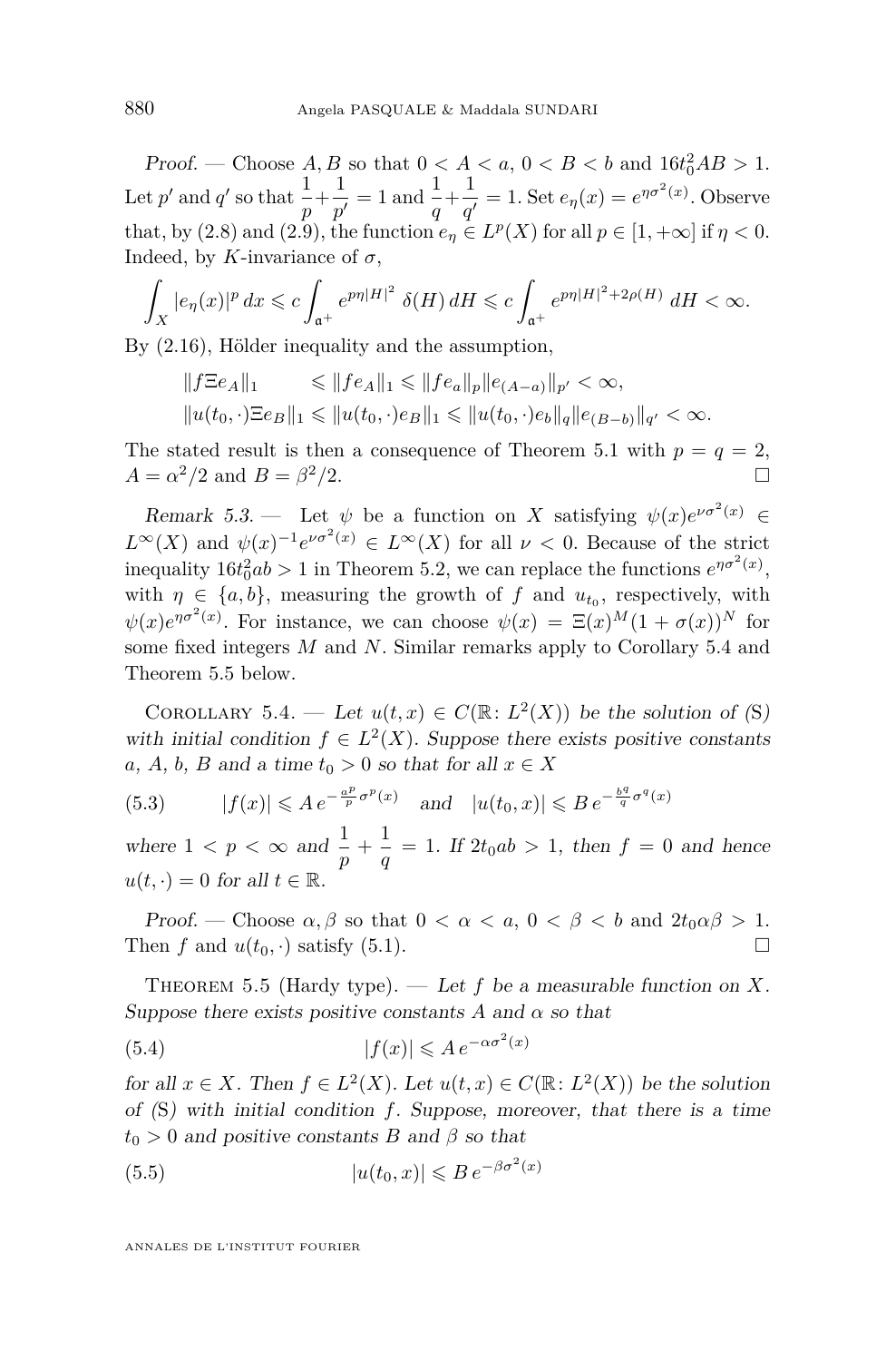*Proof.* — Choose $A, B$ so that $0 < A < a$, $0 < B < b$ and $16t_0^2 AB > 1$. Let $p'$ and $q'$ so that $\frac{1}{p}+\frac{1}{p'} = 1$ and $\frac{1}{q}+\frac{1}{q'} = 1$. Set $e_\eta(x) = e^{\eta\sigma^2(x)}$. Observe that, by (2.8) and (2.9), the function $e_\eta \in L^p(X)$ for all $p \in [1, +\infty]$ if $\eta < 0$. Indeed, by $K$-invariance of $\sigma$,

$$\int_X |e_\eta(x)|^p \, dx \leqslant c \int_{\mathfrak{a}^+} e^{p\eta|H|^2} \, \delta(H) \, dH \leqslant c \int_{\mathfrak{a}^+} e^{p\eta|H|^2+2\rho(H)} \, dH < \infty.$$

By (2.16), Hölder inequality and the assumption,

$$\|f\Xi e_A\|_1 \qquad \leqslant \|fe_A\|_1 \leqslant \|fe_a\|_p \|e_{(A-a)}\|_{p'} < \infty,$$
$$\|u(t_0,\cdot)\Xi e_B\|_1 \leqslant \|u(t_0,\cdot)e_B\|_1 \leqslant \|u(t_0,\cdot)e_b\|_q \|e_{(B-b)}\|_{q'} < \infty.$$

The stated result is then a consequence of Theorem 5.1 with $p = q = 2$, $A = \alpha^2/2$ and $B = \beta^2/2$. □

*Remark 5.3.* — Let $\psi$ be a function on $X$ satisfying $\psi(x)e^{\nu\sigma^2(x)} \in L^\infty(X)$ and $\psi(x)^{-1}e^{\nu\sigma^2(x)} \in L^\infty(X)$ for all $\nu < 0$. Because of the strict inequality $16t_0^2 ab > 1$ in Theorem 5.2, we can replace the functions $e^{\eta\sigma^2(x)}$, with $\eta \in \{a, b\}$, measuring the growth of $f$ and $u_{t_0}$, respectively, with $\psi(x)e^{\eta\sigma^2(x)}$. For instance, we can choose $\psi(x) = \Xi(x)^M(1+\sigma(x))^N$ for some fixed integers $M$ and $N$. Similar remarks apply to Corollary 5.4 and Theorem 5.5 below.

Corollary 5.4. — *Let $u(t,x) \in C(\mathbb{R} \colon L^2(X))$ be the solution of (S) with initial condition $f \in L^2(X)$. Suppose there exists positive constants $a$, $A$, $b$, $B$ and a time $t_0 > 0$ so that for all $x \in X$*

$$|f(x)| \leqslant A \, e^{-\frac{a^p}{p}\sigma^p(x)} \quad \text{and} \quad |u(t_0,x)| \leqslant B \, e^{-\frac{b^q}{q}\sigma^q(x)} \tag{5.3}$$

*where $1 < p < \infty$ and $\frac{1}{p} + \frac{1}{q} = 1$. If $2t_0 ab > 1$, then $f = 0$ and hence $u(t,\cdot) = 0$ for all $t \in \mathbb{R}$.*

*Proof.* — Choose $\alpha, \beta$ so that $0 < \alpha < a$, $0 < \beta < b$ and $2t_0\alpha\beta > 1$. Then $f$ and $u(t_0,\cdot)$ satisfy (5.1). □

Theorem 5.5 (Hardy type). — *Let $f$ be a measurable function on $X$. Suppose there exists positive constants $A$ and $\alpha$ so that*

$$|f(x)| \leqslant A \, e^{-\alpha\sigma^2(x)} \tag{5.4}$$

*for all $x \in X$. Then $f \in L^2(X)$. Let $u(t,x) \in C(\mathbb{R} \colon L^2(X))$ be the solution of (S) with initial condition $f$. Suppose, moreover, that there is a time $t_0 > 0$ and positive constants $B$ and $\beta$ so that*

$$|u(t_0,x)| \leqslant B \, e^{-\beta\sigma^2(x)} \tag{5.5}$$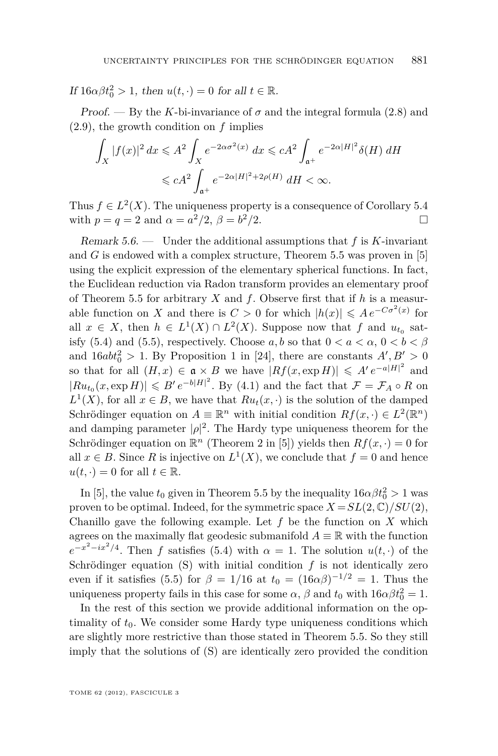*If* $16\alpha\beta t_0^2 > 1$*, then* $u(t,\cdot) = 0$ *for all* $t \in \mathbb{R}$.

*Proof.* — By the $K$-bi-invariance of $\sigma$ and the integral formula (2.8) and (2.9), the growth condition on $f$ implies

$$\int_X |f(x)|^2\,dx \leqslant A^2 \int_X e^{-2\alpha\sigma^2(x)}\,dx \leqslant cA^2 \int_{\mathfrak{a}^+} e^{-2\alpha|H|^2}\delta(H)\,dH$$
$$\leqslant cA^2 \int_{\mathfrak{a}^+} e^{-2\alpha|H|^2 + 2\rho(H)}\,dH < \infty.$$

Thus $f \in L^2(X)$. The uniqueness property is a consequence of Corollary 5.4 with $p = q = 2$ and $\alpha = a^2/2$, $\beta = b^2/2$. $\square$

*Remark 5.6.* — Under the additional assumptions that $f$ is $K$-invariant and $G$ is endowed with a complex structure, Theorem 5.5 was proven in [5] using the explicit expression of the elementary spherical functions. In fact, the Euclidean reduction via Radon transform provides an elementary proof of Theorem 5.5 for arbitrary $X$ and $f$. Observe first that if $h$ is a measurable function on $X$ and there is $C > 0$ for which $|h(x)| \leqslant A\,e^{-C\sigma^2(x)}$ for all $x \in X$, then $h \in L^1(X) \cap L^2(X)$. Suppose now that $f$ and $u_{t_0}$ satisfy (5.4) and (5.5), respectively. Choose $a, b$ so that $0 < a < \alpha$, $0 < b < \beta$ and $16abt_0^2 > 1$. By Proposition 1 in [24], there are constants $A', B' > 0$ so that for all $(H, x) \in \mathfrak{a} \times B$ we have $|Rf(x, \exp H)| \leqslant A'\,e^{-a|H|^2}$ and $|Ru_{t_0}(x, \exp H)| \leqslant B'\,e^{-b|H|^2}$. By (4.1) and the fact that $\mathcal{F} = \mathcal{F}_A \circ R$ on $L^1(X)$, for all $x \in B$, we have that $Ru_t(x,\cdot)$ is the solution of the damped Schrödinger equation on $A \equiv \mathbb{R}^n$ with initial condition $Rf(x,\cdot) \in L^2(\mathbb{R}^n)$ and damping parameter $|\rho|^2$. The Hardy type uniqueness theorem for the Schrödinger equation on $\mathbb{R}^n$ (Theorem 2 in [5]) yields then $Rf(x,\cdot) = 0$ for all $x \in B$. Since $R$ is injective on $L^1(X)$, we conclude that $f = 0$ and hence $u(t,\cdot) = 0$ for all $t \in \mathbb{R}$.

In [5], the value $t_0$ given in Theorem 5.5 by the inequality $16\alpha\beta t_0^2 > 1$ was proven to be optimal. Indeed, for the symmetric space $X = SL(2,\mathbb{C})/SU(2)$, Chanillo gave the following example. Let $f$ be the function on $X$ which agrees on the maximally flat geodesic submanifold $A \equiv \mathbb{R}$ with the function $e^{-x^2 - ix^2/4}$. Then $f$ satisfies (5.4) with $\alpha = 1$. The solution $u(t,\cdot)$ of the Schrödinger equation (S) with initial condition $f$ is not identically zero even if it satisfies (5.5) for $\beta = 1/16$ at $t_0 = (16\alpha\beta)^{-1/2} = 1$. Thus the uniqueness property fails in this case for some $\alpha$, $\beta$ and $t_0$ with $16\alpha\beta t_0^2 = 1$.

In the rest of this section we provide additional information on the optimality of $t_0$. We consider some Hardy type uniqueness conditions which are slightly more restrictive than those stated in Theorem 5.5. So they still imply that the solutions of (S) are identically zero provided the condition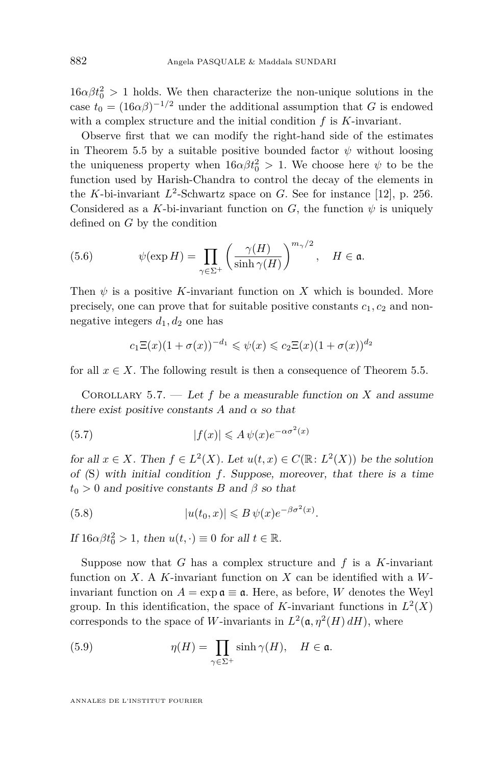$16\alpha\beta t_0^2 > 1$ holds. We then characterize the non-unique solutions in the case $t_0 = (16\alpha\beta)^{-1/2}$ under the additional assumption that $G$ is endowed with a complex structure and the initial condition $f$ is $K$-invariant.

Observe first that we can modify the right-hand side of the estimates in Theorem 5.5 by a suitable positive bounded factor $\psi$ without loosing the uniqueness property when $16\alpha\beta t_0^2 > 1$. We choose here $\psi$ to be the function used by Harish-Chandra to control the decay of the elements in the $K$-bi-invariant $L^2$-Schwartz space on $G$. See for instance [12], p. 256. Considered as a $K$-bi-invariant function on $G$, the function $\psi$ is uniquely defined on $G$ by the condition

$$\psi(\exp H) = \prod_{\gamma\in\Sigma^+} \left(\frac{\gamma(H)}{\sinh\gamma(H)}\right)^{m_\gamma/2}, \quad H \in \mathfrak{a}. \tag{5.6}$$

Then $\psi$ is a positive $K$-invariant function on $X$ which is bounded. More precisely, one can prove that for suitable positive constants $c_1, c_2$ and non-negative integers $d_1, d_2$ one has

$$c_1\Xi(x)(1+\sigma(x))^{-d_1} \leqslant \psi(x) \leqslant c_2\Xi(x)(1+\sigma(x))^{d_2}$$

for all $x \in X$. The following result is then a consequence of Theorem 5.5.

Corollary 5.7. — *Let $f$ be a measurable function on $X$ and assume there exist positive constants $A$ and $\alpha$ so that*

$$|f(x)| \leqslant A\,\psi(x)e^{-\alpha\sigma^2(x)} \tag{5.7}$$

*for all $x \in X$. Then $f \in L^2(X)$. Let $u(t,x) \in C(\mathbb{R}\colon L^2(X))$ be the solution of (S) with initial condition $f$. Suppose, moreover, that there is a time $t_0 > 0$ and positive constants $B$ and $\beta$ so that*

$$|u(t_0,x)| \leqslant B\,\psi(x)e^{-\beta\sigma^2(x)}. \tag{5.8}$$

*If $16\alpha\beta t_0^2 > 1$, then $u(t,\cdot) \equiv 0$ for all $t \in \mathbb{R}$.*

Suppose now that $G$ has a complex structure and $f$ is a $K$-invariant function on $X$. A $K$-invariant function on $X$ can be identified with a $W$-invariant function on $A = \exp\mathfrak{a} \equiv \mathfrak{a}$. Here, as before, $W$ denotes the Weyl group. In this identification, the space of $K$-invariant functions in $L^2(X)$ corresponds to the space of $W$-invariants in $L^2(\mathfrak{a}, \eta^2(H)\,dH)$, where

$$\eta(H) = \prod_{\gamma\in\Sigma^+} \sinh\gamma(H), \quad H \in \mathfrak{a}. \tag{5.9}$$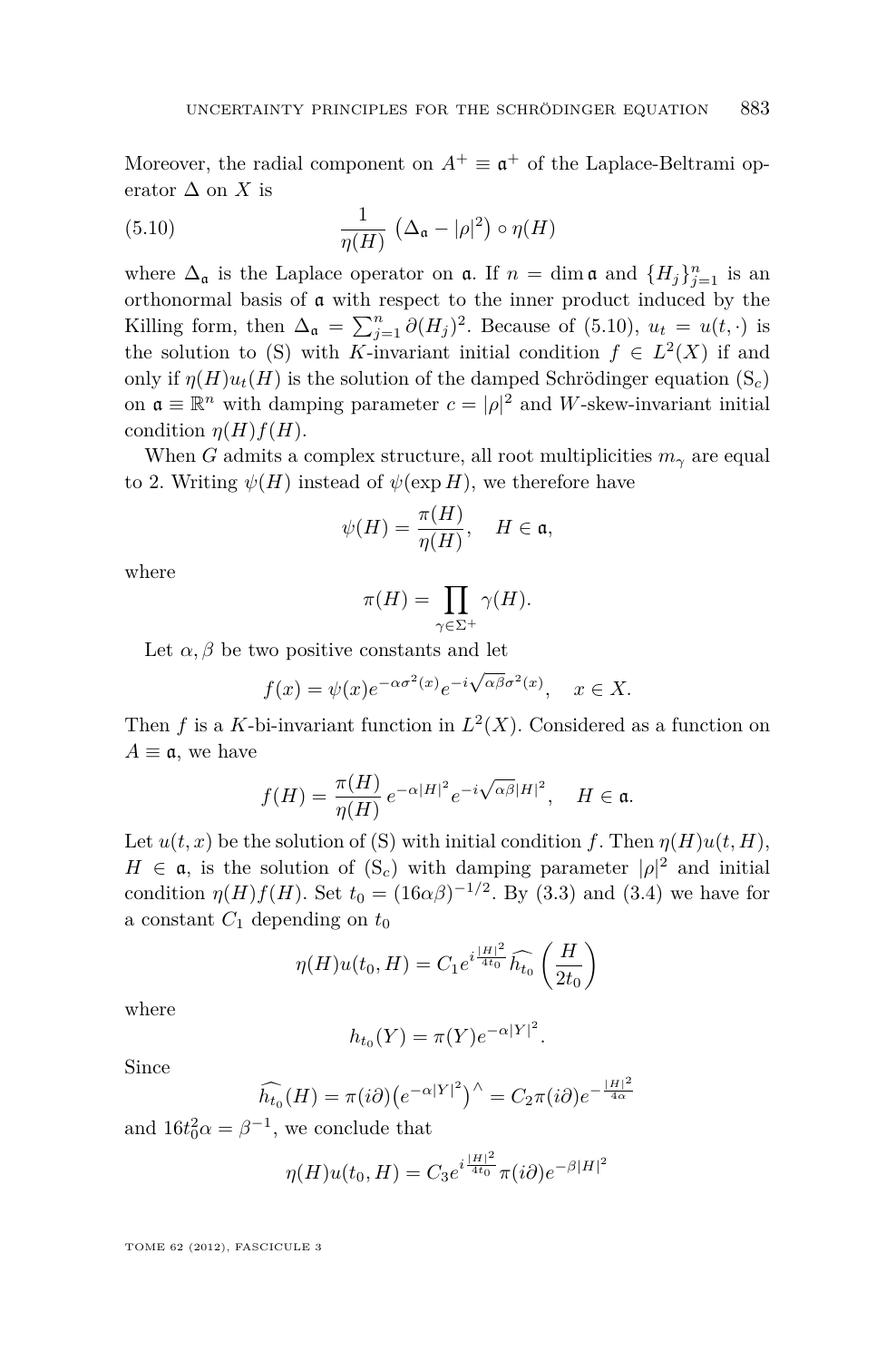Moreover, the radial component on $A^+ \equiv \mathfrak{a}^+$ of the Laplace-Beltrami operator $\Delta$ on $X$ is

$$\frac{1}{\eta(H)} \left(\Delta_{\mathfrak{a}} - |\rho|^2\right) \circ \eta(H) \tag{5.10}$$

where $\Delta_{\mathfrak{a}}$ is the Laplace operator on $\mathfrak{a}$. If $n = \dim \mathfrak{a}$ and $\{H_j\}_{j=1}^n$ is an orthonormal basis of $\mathfrak{a}$ with respect to the inner product induced by the Killing form, then $\Delta_{\mathfrak{a}} = \sum_{j=1}^n \partial(H_j)^2$. Because of (5.10), $u_t = u(t, \cdot)$ is the solution to (S) with $K$-invariant initial condition $f \in L^2(X)$ if and only if $\eta(H)u_t(H)$ is the solution of the damped Schrödinger equation ($\mathrm{S}_c$) on $\mathfrak{a} \equiv \mathbb{R}^n$ with damping parameter $c = |\rho|^2$ and $W$-skew-invariant initial condition $\eta(H)f(H)$.

When $G$ admits a complex structure, all root multiplicities $m_\gamma$ are equal to 2. Writing $\psi(H)$ instead of $\psi(\exp H)$, we therefore have

$$\psi(H) = \frac{\pi(H)}{\eta(H)}, \quad H \in \mathfrak{a},$$

where

$$\pi(H) = \prod_{\gamma \in \Sigma^+} \gamma(H).$$

Let $\alpha, \beta$ be two positive constants and let

$$f(x) = \psi(x) e^{-\alpha \sigma^2(x)} e^{-i\sqrt{\alpha\beta}\sigma^2(x)}, \quad x \in X.$$

Then $f$ is a $K$-bi-invariant function in $L^2(X)$. Considered as a function on $A \equiv \mathfrak{a}$, we have

$$f(H) = \frac{\pi(H)}{\eta(H)} \, e^{-\alpha|H|^2} e^{-i\sqrt{\alpha\beta}|H|^2}, \quad H \in \mathfrak{a}.$$

Let $u(t,x)$ be the solution of (S) with initial condition $f$. Then $\eta(H)u(t,H)$, $H \in \mathfrak{a}$, is the solution of ($\mathrm{S}_c$) with damping parameter $|\rho|^2$ and initial condition $\eta(H)f(H)$. Set $t_0 = (16\alpha\beta)^{-1/2}$. By (3.3) and (3.4) we have for a constant $C_1$ depending on $t_0$

$$\eta(H)u(t_0, H) = C_1 e^{i\frac{|H|^2}{4t_0}} \widehat{h_{t_0}}\left(\frac{H}{2t_0}\right)$$

where

$$h_{t_0}(Y) = \pi(Y) e^{-\alpha|Y|^2}.$$

Since

$$\widehat{h_{t_0}}(H) = \pi(i\partial)\big(e^{-\alpha|Y|^2}\big)^\wedge = C_2 \pi(i\partial) e^{-\frac{|H|^2}{4\alpha}}$$

and $16t_0^2\alpha = \beta^{-1}$, we conclude that

$$\eta(H)u(t_0, H) = C_3 e^{i\frac{|H|^2}{4t_0}} \pi(i\partial) e^{-\beta|H|^2}$$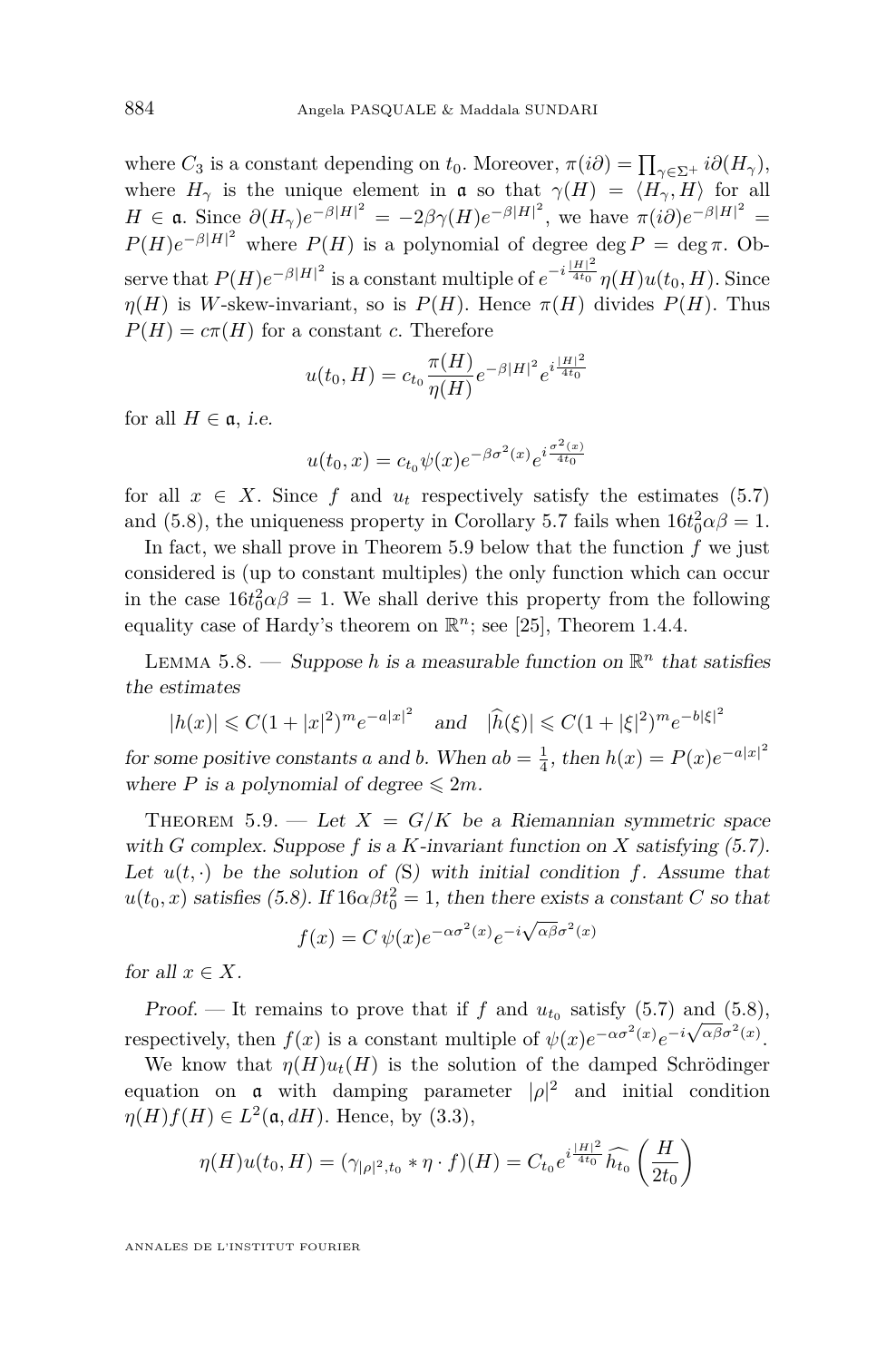where $C_3$ is a constant depending on $t_0$. Moreover, $\pi(i\partial) = \prod_{\gamma\in\Sigma^+} i\partial(H_\gamma)$, where $H_\gamma$ is the unique element in $\mathfrak{a}$ so that $\gamma(H) = \langle H_\gamma, H\rangle$ for all $H \in \mathfrak{a}$. Since $\partial(H_\gamma)e^{-\beta|H|^2} = -2\beta\gamma(H)e^{-\beta|H|^2}$, we have $\pi(i\partial)e^{-\beta|H|^2} = P(H)e^{-\beta|H|^2}$ where $P(H)$ is a polynomial of degree $\deg P = \deg \pi$. Observe that $P(H)e^{-\beta|H|^2}$ is a constant multiple of $e^{-i\frac{|H|^2}{4t_0}}\eta(H)u(t_0,H)$. Since $\eta(H)$ is $W$-skew-invariant, so is $P(H)$. Hence $\pi(H)$ divides $P(H)$. Thus $P(H) = c\pi(H)$ for a constant $c$. Therefore

$$u(t_0,H) = c_{t_0}\frac{\pi(H)}{\eta(H)}e^{-\beta|H|^2}e^{i\frac{|H|^2}{4t_0}}$$

for all $H \in \mathfrak{a}$, *i.e.*

$$u(t_0,x) = c_{t_0}\psi(x)e^{-\beta\sigma^2(x)}e^{i\frac{\sigma^2(x)}{4t_0}}$$

for all $x \in X$. Since $f$ and $u_t$ respectively satisfy the estimates (5.7) and (5.8), the uniqueness property in Corollary 5.7 fails when $16t_0^2\alpha\beta = 1$.

In fact, we shall prove in Theorem 5.9 below that the function $f$ we just considered is (up to constant multiples) the only function which can occur in the case $16t_0^2\alpha\beta = 1$. We shall derive this property from the following equality case of Hardy's theorem on $\mathbb{R}^n$; see [25], Theorem 1.4.4.

Lemma 5.8. — *Suppose $h$ is a measurable function on $\mathbb{R}^n$ that satisfies the estimates*

$$|h(x)| \leqslant C(1+|x|^2)^m e^{-a|x|^2} \quad \text{and} \quad |\widehat{h}(\xi)| \leqslant C(1+|\xi|^2)^m e^{-b|\xi|^2}$$

*for some positive constants $a$ and $b$. When $ab = \frac{1}{4}$, then $h(x) = P(x)e^{-a|x|^2}$ where $P$ is a polynomial of degree $\leqslant 2m$.*

Theorem 5.9. — *Let $X = G/K$ be a Riemannian symmetric space with $G$ complex. Suppose $f$ is a $K$-invariant function on $X$ satisfying (5.7). Let $u(t,\cdot)$ be the solution of (S) with initial condition $f$. Assume that $u(t_0,x)$ satisfies (5.8). If $16\alpha\beta t_0^2 = 1$, then there exists a constant $C$ so that*

$$f(x) = C\,\psi(x)e^{-\alpha\sigma^2(x)}e^{-i\sqrt{\alpha\beta}\sigma^2(x)}$$

*for all $x \in X$.*

*Proof.* — It remains to prove that if $f$ and $u_{t_0}$ satisfy (5.7) and (5.8), respectively, then $f(x)$ is a constant multiple of $\psi(x)e^{-\alpha\sigma^2(x)}e^{-i\sqrt{\alpha\beta}\sigma^2(x)}$.

We know that $\eta(H)u_t(H)$ is the solution of the damped Schrödinger equation on $\mathfrak{a}$ with damping parameter $|\rho|^2$ and initial condition $\eta(H)f(H) \in L^2(\mathfrak{a}, dH)$. Hence, by (3.3),

$$\eta(H)u(t_0,H) = (\gamma_{|\rho|^2,t_0} * \eta\cdot f)(H) = C_{t_0}e^{i\frac{|H|^2}{4t_0}}\widehat{h_{t_0}}\left(\frac{H}{2t_0}\right)$$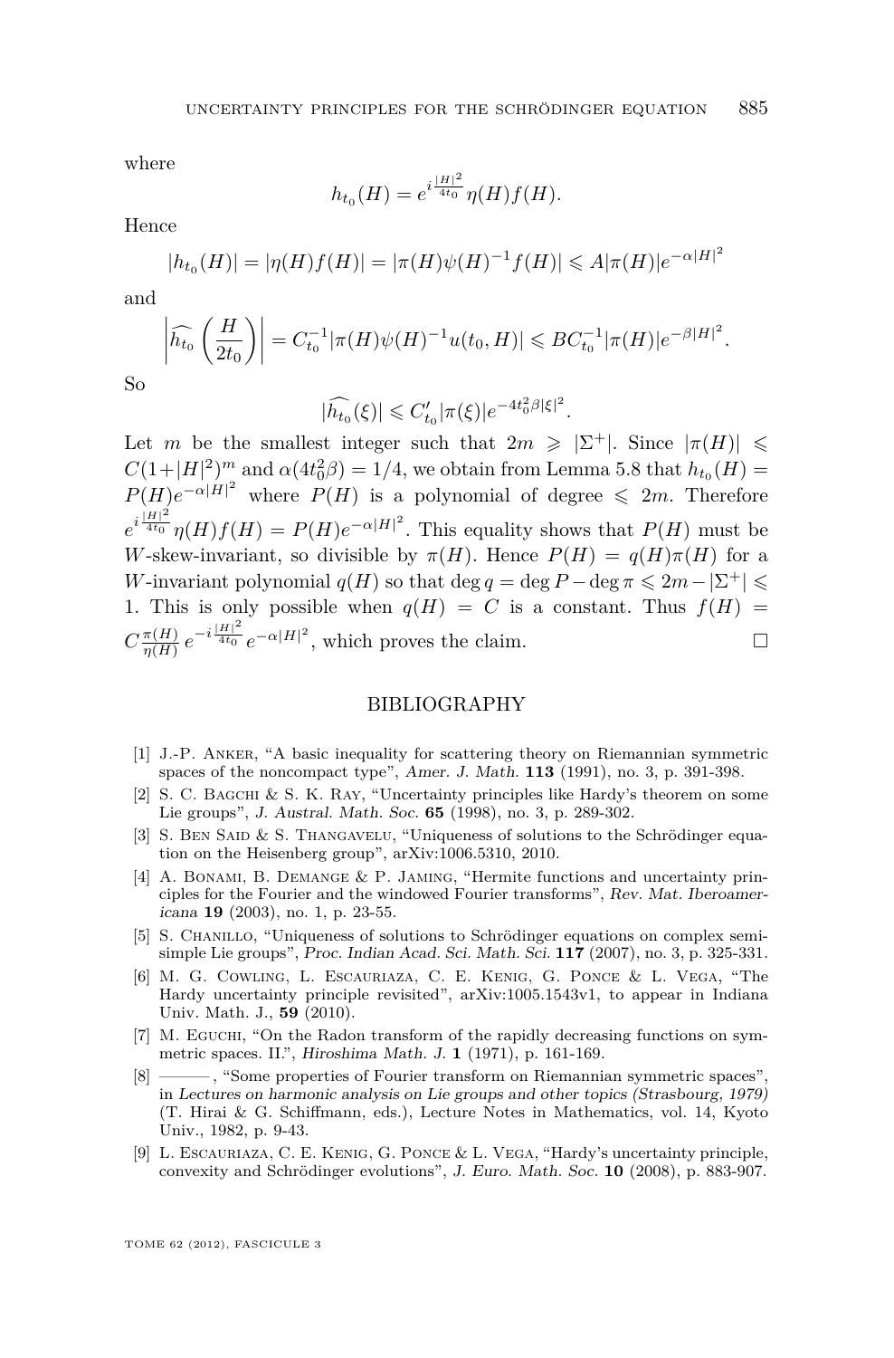where

$$h_{t_0}(H) = e^{i\frac{|H|^2}{4t_0}} \eta(H) f(H).$$

Hence

$$|h_{t_0}(H)| = |\eta(H) f(H)| = |\pi(H)\psi(H)^{-1} f(H)| \leqslant A|\pi(H)|e^{-\alpha|H|^2}$$

and

$$\left|\widehat{h_{t_0}}\left(\frac{H}{2t_0}\right)\right| = C_{t_0}^{-1}|\pi(H)\psi(H)^{-1}u(t_0,H)| \leqslant BC_{t_0}^{-1}|\pi(H)|e^{-\beta|H|^2}.$$

So

$$|\widehat{h_{t_0}}(\xi)| \leqslant C'_{t_0}|\pi(\xi)|e^{-4t_0^2\beta|\xi|^2}.$$

Let $m$ be the smallest integer such that $2m \geqslant |\Sigma^+|$. Since $|\pi(H)| \leqslant C(1+|H|^2)^m$ and $\alpha(4t_0^2\beta) = 1/4$, we obtain from Lemma 5.8 that $h_{t_0}(H) = P(H)e^{-\alpha|H|^2}$ where $P(H)$ is a polynomial of degree $\leqslant 2m$. Therefore $e^{i\frac{|H|^2}{4t_0}}\eta(H)f(H) = P(H)e^{-\alpha|H|^2}$. This equality shows that $P(H)$ must be $W$-skew-invariant, so divisible by $\pi(H)$. Hence $P(H) = q(H)\pi(H)$ for a $W$-invariant polynomial $q(H)$ so that $\deg q = \deg P - \deg \pi \leqslant 2m - |\Sigma^+| \leqslant 1$. This is only possible when $q(H) = C$ is a constant. Thus $f(H) = C\frac{\pi(H)}{\eta(H)}\, e^{-i\frac{|H|^2}{4t_0}}\, e^{-\alpha|H|^2}$, which proves the claim. □

## BIBLIOGRAPHY

[1] J.-P. Anker, "A basic inequality for scattering theory on Riemannian symmetric spaces of the noncompact type", *Amer. J. Math.* **113** (1991), no. 3, p. 391-398.

[2] S. C. Bagchi & S. K. Ray, "Uncertainty principles like Hardy's theorem on some Lie groups", *J. Austral. Math. Soc.* **65** (1998), no. 3, p. 289-302.

[3] S. Ben Said & S. Thangavelu, "Uniqueness of solutions to the Schrödinger equation on the Heisenberg group", arXiv:1006.5310, 2010.

[4] A. Bonami, B. Demange & P. Jaming, "Hermite functions and uncertainty principles for the Fourier and the windowed Fourier transforms", *Rev. Mat. Iberoamericana* **19** (2003), no. 1, p. 23-55.

[5] S. Chanillo, "Uniqueness of solutions to Schrödinger equations on complex semisimple Lie groups", *Proc. Indian Acad. Sci. Math. Sci.* **117** (2007), no. 3, p. 325-331.

[6] M. G. Cowling, L. Escauriaza, C. E. Kenig, G. Ponce & L. Vega, "The Hardy uncertainty principle revisited", arXiv:1005.1543v1, to appear in Indiana Univ. Math. J., **59** (2010).

[7] M. Eguchi, "On the Radon transform of the rapidly decreasing functions on symmetric spaces. II.", *Hiroshima Math. J.* **1** (1971), p. 161-169.

[8] ———, "Some properties of Fourier transform on Riemannian symmetric spaces", in *Lectures on harmonic analysis on Lie groups and other topics (Strasbourg, 1979)* (T. Hirai & G. Schiffmann, eds.), Lecture Notes in Mathematics, vol. 14, Kyoto Univ., 1982, p. 9-43.

[9] L. Escauriaza, C. E. Kenig, G. Ponce & L. Vega, "Hardy's uncertainty principle, convexity and Schrödinger evolutions", *J. Euro. Math. Soc.* **10** (2008), p. 883-907.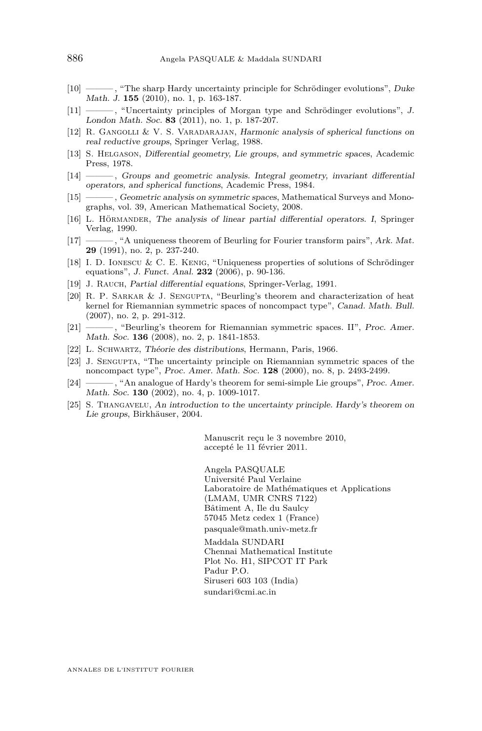[10] ———, "The sharp Hardy uncertainty principle for Schrödinger evolutions", *Duke Math. J.* **155** (2010), no. 1, p. 163-187.

[11] ———, "Uncertainty principles of Morgan type and Schrödinger evolutions", *J. London Math. Soc.* **83** (2011), no. 1, p. 187-207.

[12] R. Gangolli & V. S. Varadarajan, *Harmonic analysis of spherical functions on real reductive groups*, Springer Verlag, 1988.

[13] S. Helgason, *Differential geometry, Lie groups, and symmetric spaces*, Academic Press, 1978.

[14] ———, *Groups and geometric analysis. Integral geometry, invariant differential operators, and spherical functions*, Academic Press, 1984.

[15] ———, *Geometric analysis on symmetric spaces*, Mathematical Surveys and Monographs, vol. 39, American Mathematical Society, 2008.

[16] L. Hörmander, *The analysis of linear partial differential operators. I*, Springer Verlag, 1990.

[17] ———, "A uniqueness theorem of Beurling for Fourier transform pairs", *Ark. Mat.* **29** (1991), no. 2, p. 237-240.

[18] I. D. Ionescu & C. E. Kenig, "Uniqueness properties of solutions of Schrödinger equations", *J. Funct. Anal.* **232** (2006), p. 90-136.

[19] J. Rauch, *Partial differential equations*, Springer-Verlag, 1991.

[20] R. P. Sarkar & J. Sengupta, "Beurling's theorem and characterization of heat kernel for Riemannian symmetric spaces of noncompact type", *Canad. Math. Bull.* (2007), no. 2, p. 291-312.

[21] ———, "Beurling's theorem for Riemannian symmetric spaces. II", *Proc. Amer. Math. Soc.* **136** (2008), no. 2, p. 1841-1853.

[22] L. Schwartz, *Théorie des distributions*, Hermann, Paris, 1966.

[23] J. Sengupta, "The uncertainty principle on Riemannian symmetric spaces of the noncompact type", *Proc. Amer. Math. Soc.* **128** (2000), no. 8, p. 2493-2499.

[24] ———, "An analogue of Hardy's theorem for semi-simple Lie groups", *Proc. Amer. Math. Soc.* **130** (2002), no. 4, p. 1009-1017.

[25] S. Thangavelu, *An introduction to the uncertainty principle. Hardy's theorem on Lie groups*, Birkhäuser, 2004.

Manuscrit reçu le 3 novembre 2010,
accepté le 11 février 2011.

Angela PASQUALE
Université Paul Verlaine
Laboratoire de Mathématiques et Applications
(LMAM, UMR CNRS 7122)
Bâtiment A, Ile du Saulcy
57045 Metz cedex 1 (France)
pasquale@math.univ-metz.fr

Maddala SUNDARI
Chennai Mathematical Institute
Plot No. H1, SIPCOT IT Park
Padur P.O.
Siruseri 603 103 (India)
sundari@cmi.ac.in